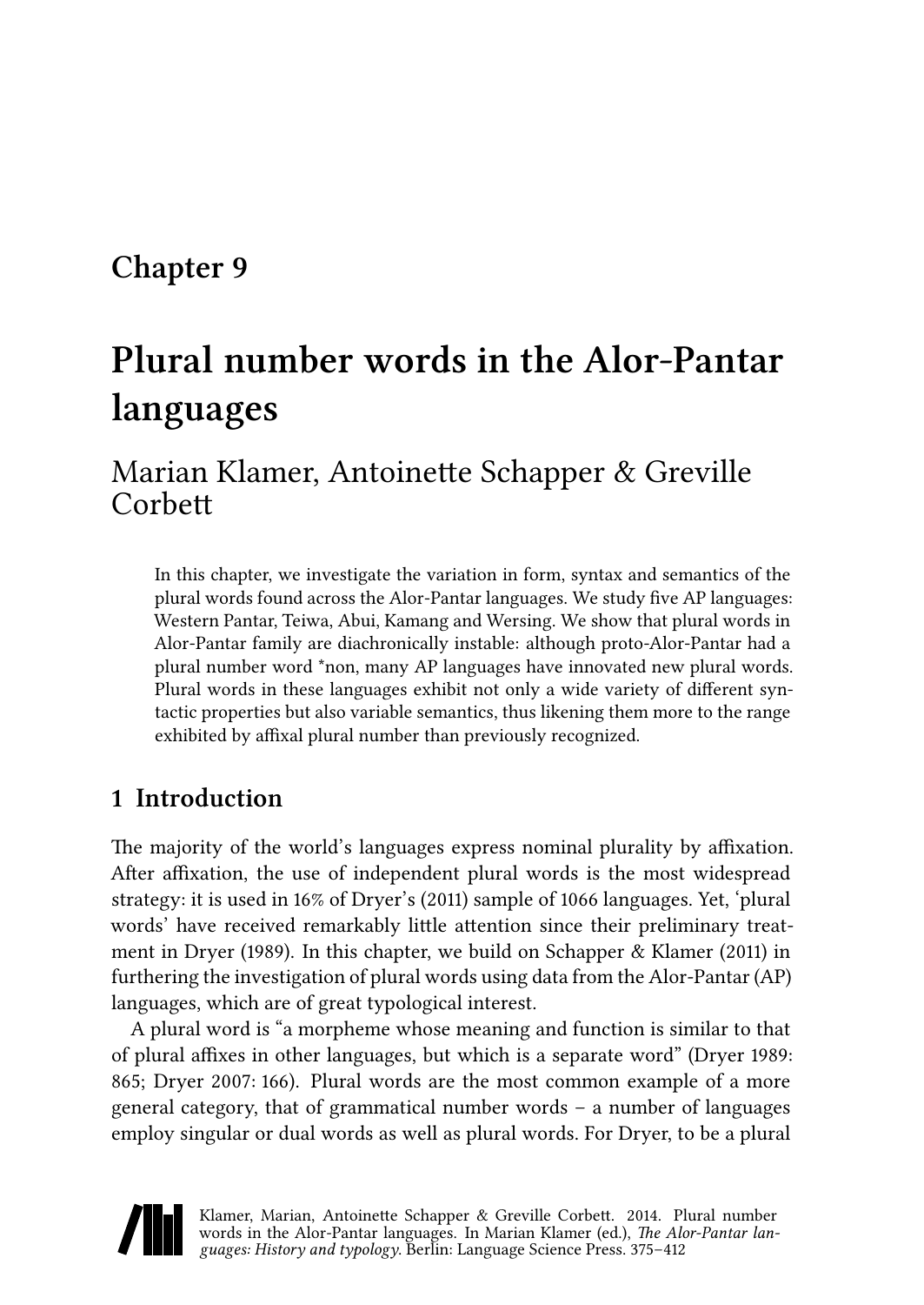# Chapter 9

# Plural number words in the Alor-Pantar languages

Marian Klamer, Antoinette Schapper & Greville Corbett

In this chapter, we investigate the variation in form, syntax and semantics of the plural words found across the Alor-Pantar languages. We study five AP languages: Western Pantar, Teiwa, Abui, Kamang and Wersing. We show that plural words in Alor-Pantar family are diachronically instable: although proto-Alor-Pantar had a plural number word *non, many AP languages have innovated new plural words. Plural words in these languages exhibit not only a wide variety of different syntactic properties but also variable semantics, thus likening them more to the range exhibited by affixal plural number than previously recognized.

## 1 Introduction

The majority of the world's languages express nominal plurality by affixation. After affixation, the use of independent plural words is the most widespread strategy: it is used in 16% of Dryer's (2011) sample of 1066 languages. Yet, 'plural words' have received remarkably little attention since their preliminary treatment in Dryer (1989). In this chapter, we build on Schapper & Klamer (2011) in furthering the investigation of plural words using data from the Alor-Pantar (AP) languages, which are of great typological interest.

A plural word is "a morpheme whose meaning and function is similar to that of plural affixes in other languages, but which is a separate word" (Dryer 1989: 865; Dryer 2007: 166). Plural words are the most common example of a more general category, that of grammatical number words – a number of languages employ singular or dual words as well as plural words. For Dryer, to be a plural

Klamer, Marian, Antoinette Schapper & Greville Corbett. 2014. Plural number words in the Alor-Pantar languages. In Marian Klamer (ed.), *The Alor-Pantar languages: History and typology*. Berlin: Language Science Press. 375–412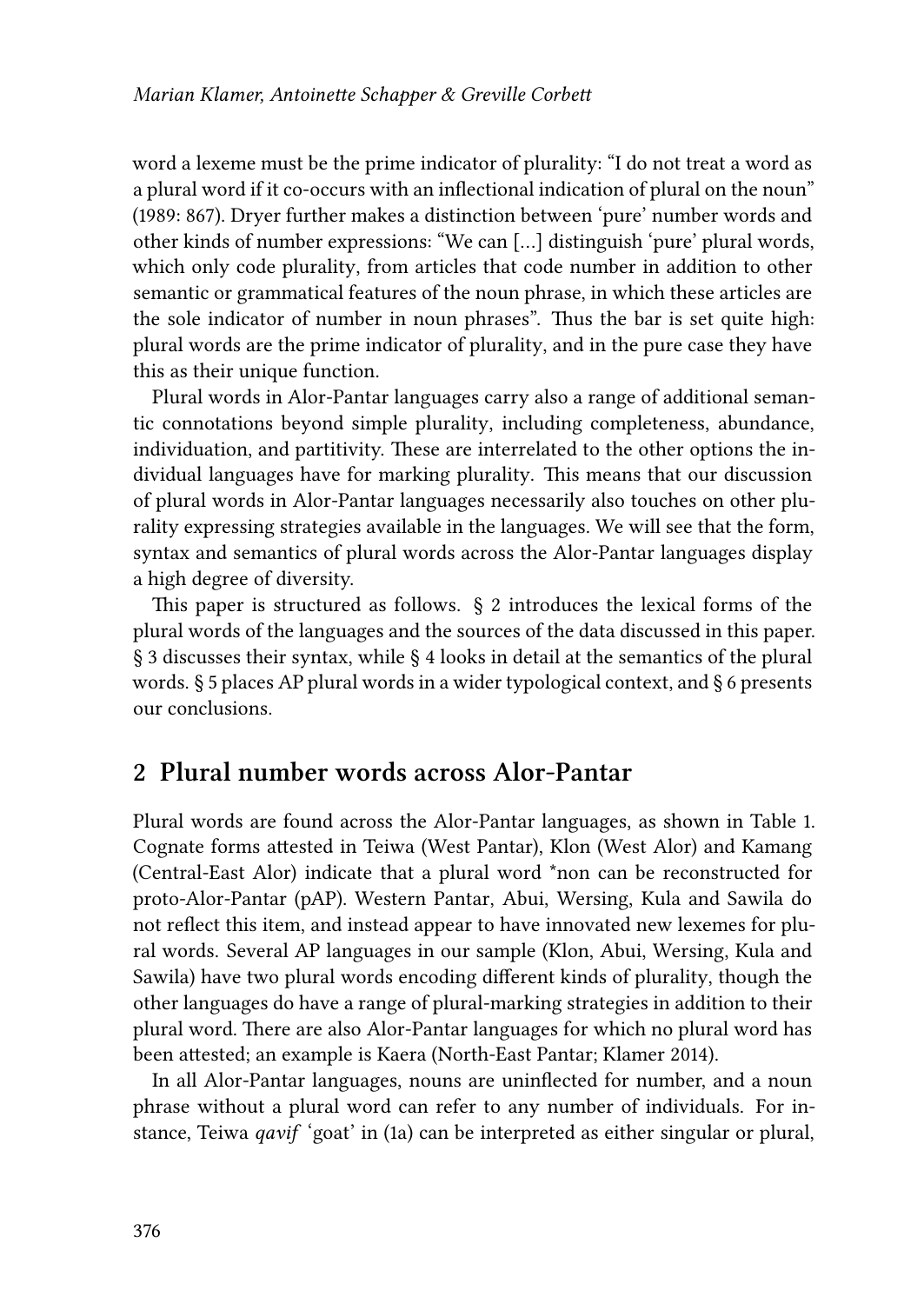word a lexeme must be the prime indicator of plurality: "I do not treat a word as a plural word if it co-occurs with an inflectional indication of plural on the noun" (1989: 867). Dryer further makes a distinction between 'pure' number words and other kinds of number expressions: "We can […] distinguish 'pure' plural words, which only code plurality, from articles that code number in addition to other semantic or grammatical features of the noun phrase, in which these articles are the sole indicator of number in noun phrases". Thus the bar is set quite high: plural words are the prime indicator of plurality, and in the pure case they have this as their unique function.

Plural words in Alor-Pantar languages carry also a range of additional semantic connotations beyond simple plurality, including completeness, abundance, individuation, and partitivity. These are interrelated to the other options the individual languages have for marking plurality. This means that our discussion of plural words in Alor-Pantar languages necessarily also touches on other plurality expressing strategies available in the languages. We will see that the form, syntax and semantics of plural words across the Alor-Pantar languages display a high degree of diversity.

This paper is structured as follows. § 2 introduces the lexical forms of the plural words of the languages and the sources of the data discussed in this paper. § 3 discusses their syntax, while § 4 looks in detail at the semantics of the plural words. § 5 places AP plural words in a wider typological context, and § 6 presents our conclusions.

## 2 Plural number words across Alor-Pantar

Plural words are found across the Alor-Pantar languages, as shown in Table 1. Cognate forms attested in Teiwa (West Pantar), Klon (West Alor) and Kamang (Central-East Alor) indicate that a plural word *non can be reconstructed for proto-Alor-Pantar (pAP). Western Pantar, Abui, Wersing, Kula and Sawila do not reflect this item, and instead appear to have innovated new lexemes for plural words. Several AP languages in our sample (Klon, Abui, Wersing, Kula and Sawila) have two plural words encoding different kinds of plurality, though the other languages do have a range of plural-marking strategies in addition to their plural word. There are also Alor-Pantar languages for which no plural word has been attested; an example is Kaera (North-East Pantar; Klamer 2014).

In all Alor-Pantar languages, nouns are uninflected for number, and a noun phrase without a plural word can refer to any number of individuals. For instance, Teiwa *qavif* 'goat' in (1a) can be interpreted as either singular or plural,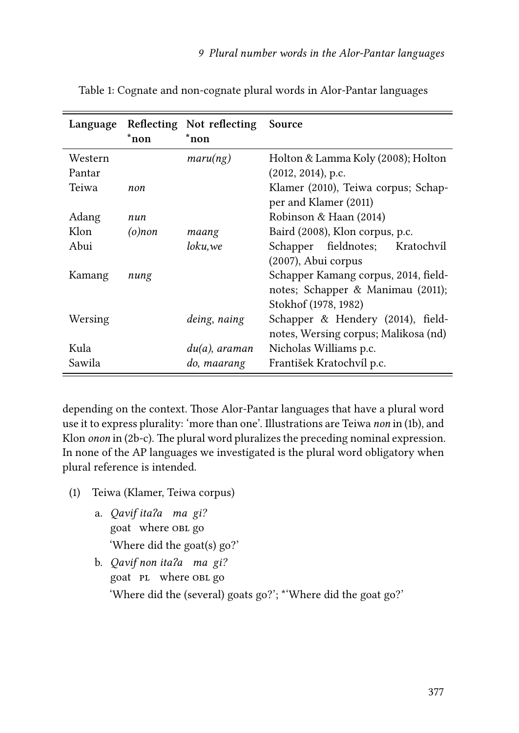Table 1: Cognate and non-cognate plural words in Alor-Pantar languages

| Language | Reflecting *non | Not reflecting *non | Source |
|---|---|---|---|
| Western Pantar | | *maru(ng)* | Holton & Lamma Koly (2008); Holton (2012, 2014), p.c. |
| Teiwa | *non* | | Klamer (2010), Teiwa corpus; Schapper and Klamer (2011) |
| Adang | *nun* | | Robinson & Haan (2014) |
| Klon | *(o)non* | *maang* | Baird (2008), Klon corpus, p.c. |
| Abui | | *loku*, *we* | Schapper fieldnotes; Kratochvíl (2007), Abui corpus |
| Kamang | *nung* | | Schapper Kamang corpus, 2014, fieldnotes; Schapper & Manimau (2011); Stokhof (1978, 1982) |
| Wersing | | *deing*, *naing* | Schapper & Hendery (2014), fieldnotes, Wersing corpus; Malikosa (nd) |
| Kula | | *du(a)*, *araman* | Nicholas Williams p.c. |
| Sawila | | *do*, *maarang* | František Kratochvíl p.c. |

depending on the context. Those Alor-Pantar languages that have a plural word use it to express plurality: 'more than one'. Illustrations are Teiwa *non* in (1b), and Klon *onon* in (2b-c). The plural word pluralizes the preceding nominal expression. In none of the AP languages we investigated is the plural word obligatory when plural reference is intended.

(1) Teiwa (Klamer, Teiwa corpus)

a. *Qavif itaʔa ma gi?*
   goat where OBL go
   'Where did the goat(s) go?'

b. *Qavif non itaʔa ma gi?*
   goat PL where OBL go
   'Where did the (several) goats go?'; *'Where did the goat go?'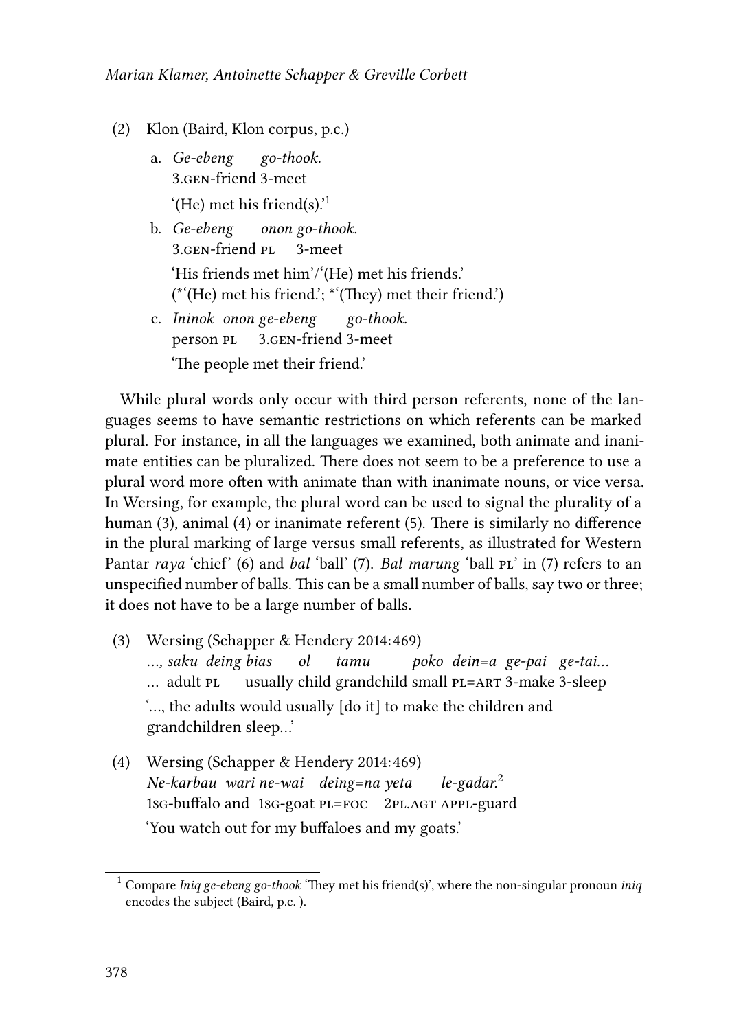(2) Klon (Baird, Klon corpus, p.c.)

a. *Ge-ebeng go-thook.*
   3.GEN-friend 3-meet
   '(He) met his friend(s).'[1]

b. *Ge-ebeng onon go-thook.*
   3.GEN-friend PL 3-meet
   'His friends met him'/'(He) met his friends.'
   (*'(He) met his friend.'; *'(They) met their friend.')

c. *Ininok onon ge-ebeng go-thook.*
   person PL 3.GEN-friend 3-meet
   'The people met their friend.'

While plural words only occur with third person referents, none of the languages seems to have semantic restrictions on which referents can be marked plural. For instance, in all the languages we examined, both animate and inanimate entities can be pluralized. There does not seem to be a preference to use a plural word more often with animate than with inanimate nouns, or vice versa. In Wersing, for example, the plural word can be used to signal the plurality of a human (3), animal (4) or inanimate referent (5). There is similarly no difference in the plural marking of large versus small referents, as illustrated for Western Pantar *raya* 'chief' (6) and *bal* 'ball' (7). *Bal marung* 'ball PL' in (7) refers to an unspecified number of balls. This can be a small number of balls, say two or three; it does not have to be a large number of balls.

(3) Wersing (Schapper & Hendery 2014: 469)
   *..., saku deing bias ol tamu poko dein=a ge-pai ge-tai...*
   ... adult PL usually child grandchild small PL=ART 3-make 3-sleep
   '..., the adults would usually [do it] to make the children and grandchildren sleep...'

(4) Wersing (Schapper & Hendery 2014: 469)
   *Ne-karbau wari ne-wai deing=na yeta le-gadar.*[2]
   1SG-buffalo and 1SG-goat PL=FOC 2PL.AGT APPL-guard
   'You watch out for my buffaloes and my goats.'

[1] Compare *Iniq ge-ebeng go-thook* 'They met his friend(s)', where the non-singular pronoun *iniq* encodes the subject (Baird, p.c. ).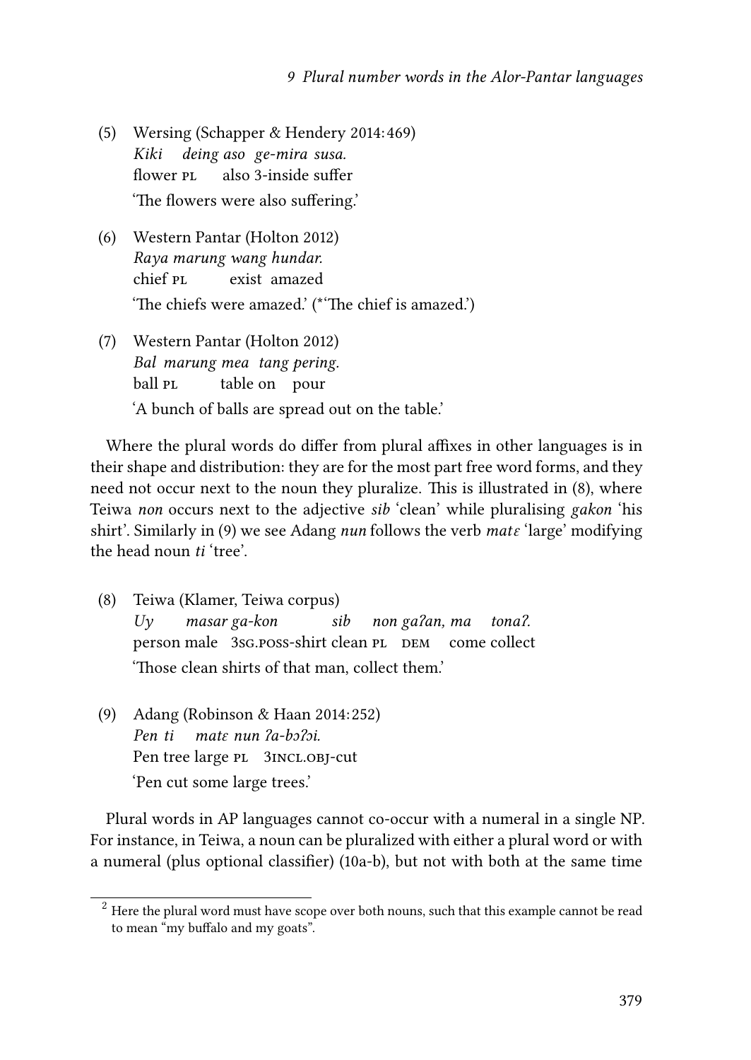(5) Wersing (Schapper & Hendery 2014: 469)
*Kiki deing aso ge-mira susa.*
flower PL also 3-inside suffer
'The flowers were also suffering.'

(6) Western Pantar (Holton 2012)
*Raya marung wang hundar.*
chief PL exist amazed
'The chiefs were amazed.' (*'The chief is amazed.')

(7) Western Pantar (Holton 2012)
*Bal marung mea tang pering.*
ball PL table on pour
'A bunch of balls are spread out on the table.'

Where the plural words do differ from plural affixes in other languages is in their shape and distribution: they are for the most part free word forms, and they need not occur next to the noun they pluralize. This is illustrated in (8), where Teiwa *non* occurs next to the adjective *sib* 'clean' while pluralising *gakon* 'his shirt'. Similarly in (9) we see Adang *nun* follows the verb *matɛ* 'large' modifying the head noun *ti* 'tree'.

(8) Teiwa (Klamer, Teiwa corpus)
*Uy masar ga-kon sib non gaʔan, ma tonaʔ.*
person male 3SG.POSS-shirt clean PL DEM come collect
'Those clean shirts of that man, collect them.'

(9) Adang (Robinson & Haan 2014: 252)
*Pen ti matɛ nun ʔa-bɔʔɔi.*
Pen tree large PL 3INCL.OBJ-cut
'Pen cut some large trees.'

Plural words in AP languages cannot co-occur with a numeral in a single NP. For instance, in Teiwa, a noun can be pluralized with either a plural word or with a numeral (plus optional classifier) (10a-b), but not with both at the same time

[2] Here the plural word must have scope over both nouns, such that this example cannot be read to mean "my buffalo and my goats".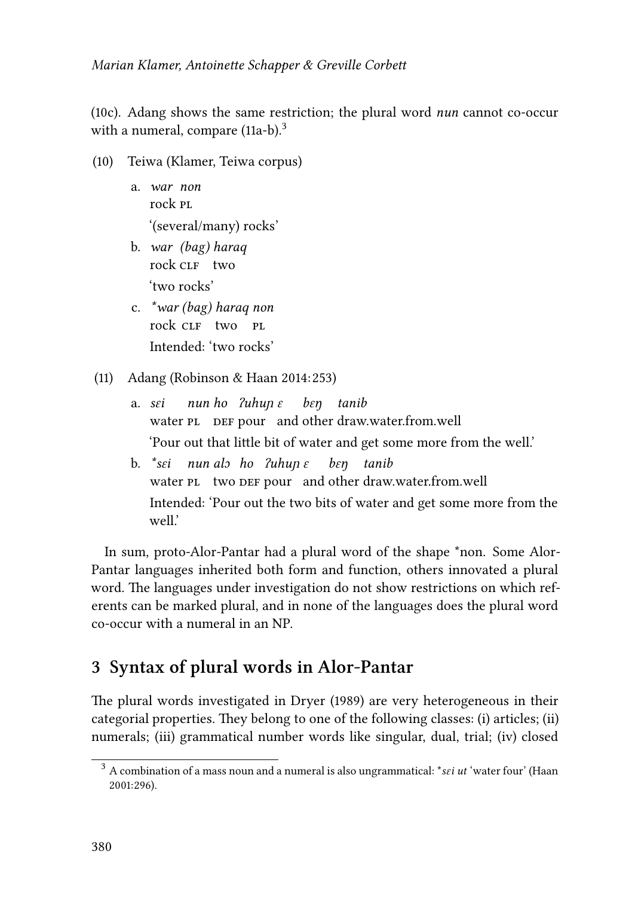(10c). Adang shows the same restriction; the plural word *nun* cannot co-occur with a numeral, compare (11a-b).[3]

(10) Teiwa (Klamer, Teiwa corpus)

a. *war non*
   rock PL
   '(several/many) rocks'

b. *war (bag) haraq*
   rock CLF two
   'two rocks'

c. *\*war (bag) haraq non*
   rock CLF two PL
   Intended: 'two rocks'

(11) Adang (Robinson & Haan 2014: 253)

a. *sɛi nun ho ʔuhuɲ ɛ bɛŋ tanib*
   water PL DEF pour and other draw.water.from.well
   'Pour out that little bit of water and get some more from the well.'

b. *\*sɛi nun alɔ ho ʔuhuɲ ɛ bɛŋ tanib*
   water PL two DEF pour and other draw.water.from.well
   Intended: 'Pour out the two bits of water and get some more from the well.'

In sum, proto-Alor-Pantar had a plural word of the shape *non. Some Alor-Pantar languages inherited both form and function, others innovated a plural word. The languages under investigation do not show restrictions on which referents can be marked plural, and in none of the languages does the plural word co-occur with a numeral in an NP.

## 3 Syntax of plural words in Alor-Pantar

The plural words investigated in Dryer (1989) are very heterogeneous in their categorial properties. They belong to one of the following classes: (i) articles; (ii) numerals; (iii) grammatical number words like singular, dual, trial; (iv) closed

[3] A combination of a mass noun and a numeral is also ungrammatical: *\*sɛi ut* 'water four' (Haan 2001:296).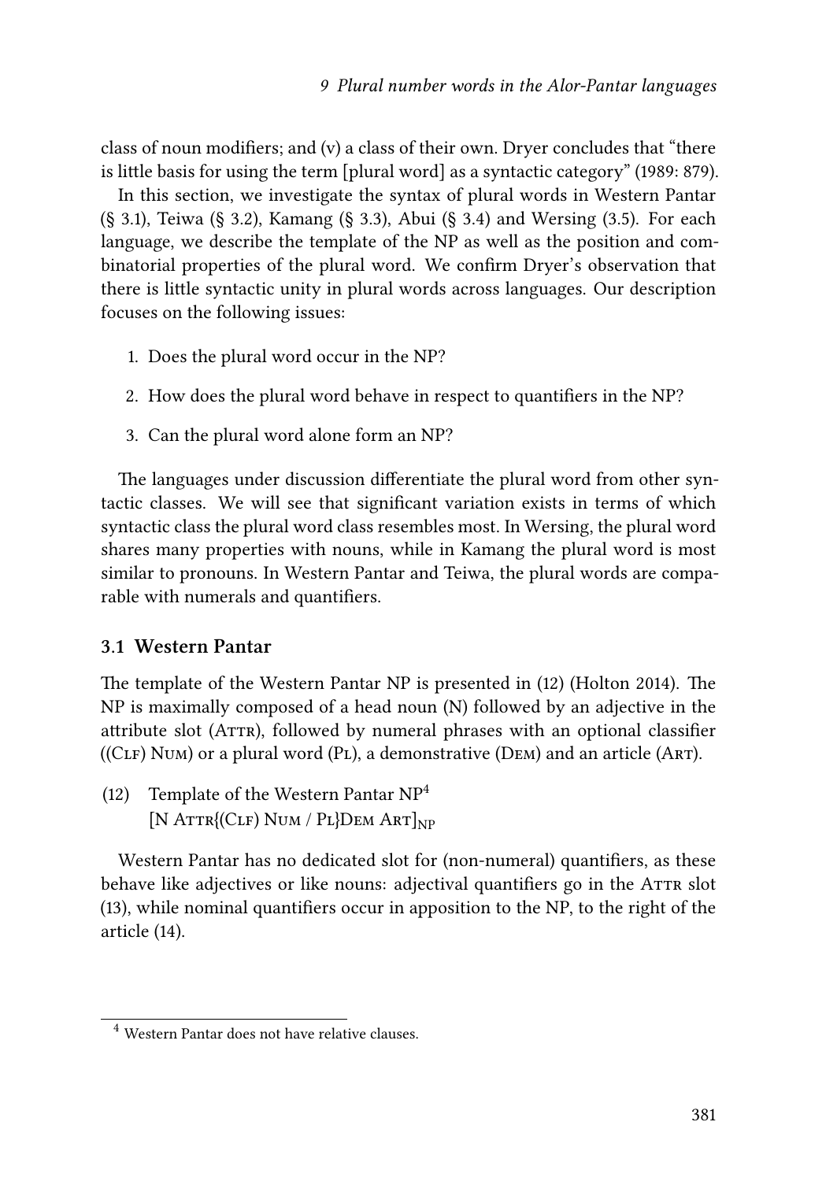class of noun modifiers; and (v) a class of their own. Dryer concludes that "there is little basis for using the term [plural word] as a syntactic category" (1989: 879).

In this section, we investigate the syntax of plural words in Western Pantar (§ 3.1), Teiwa (§ 3.2), Kamang (§ 3.3), Abui (§ 3.4) and Wersing (3.5). For each language, we describe the template of the NP as well as the position and combinatorial properties of the plural word. We confirm Dryer's observation that there is little syntactic unity in plural words across languages. Our description focuses on the following issues:

1. Does the plural word occur in the NP?
2. How does the plural word behave in respect to quantifiers in the NP?
3. Can the plural word alone form an NP?

The languages under discussion differentiate the plural word from other syntactic classes. We will see that significant variation exists in terms of which syntactic class the plural word class resembles most. In Wersing, the plural word shares many properties with nouns, while in Kamang the plural word is most similar to pronouns. In Western Pantar and Teiwa, the plural words are comparable with numerals and quantifiers.

### 3.1 Western Pantar

The template of the Western Pantar NP is presented in (12) (Holton 2014). The NP is maximally composed of a head noun (N) followed by an adjective in the attribute slot (Attr), followed by numeral phrases with an optional classifier ((Clf) Num) or a plural word (Pl), a demonstrative (Dem) and an article (Art).

(12) Template of the Western Pantar NP[4]
[N Attr{(Clf) Num / Pl}Dem Art]$_{\text{NP}}$

Western Pantar has no dedicated slot for (non-numeral) quantifiers, as these behave like adjectives or like nouns: adjectival quantifiers go in the Attr slot (13), while nominal quantifiers occur in apposition to the NP, to the right of the article (14).

[4] Western Pantar does not have relative clauses.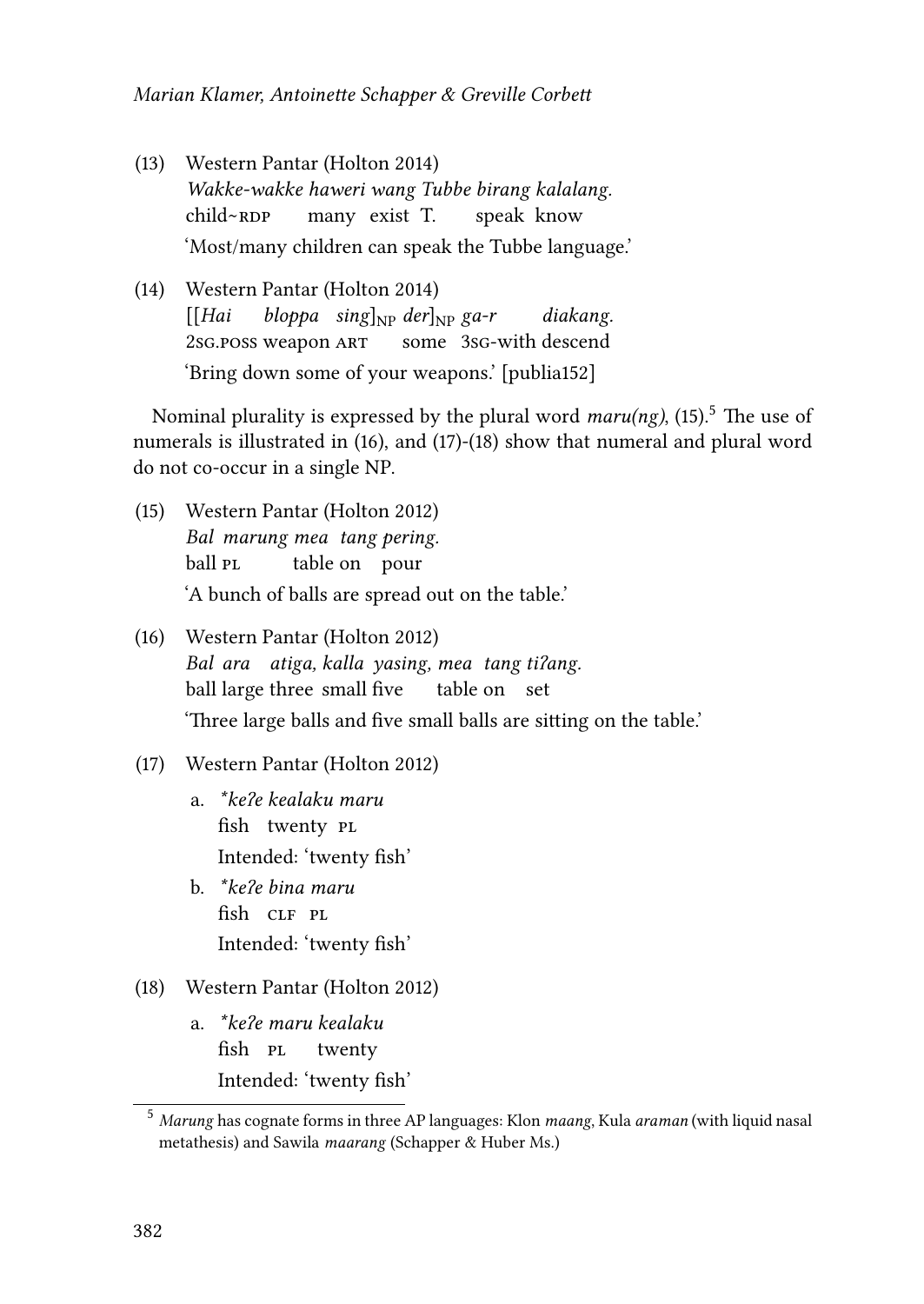(13) Western Pantar (Holton 2014)
*Wakke-wakke haweri wang Tubbe birang kalalang.*
child~RDP many exist T. speak know
'Most/many children can speak the Tubbe language.'

(14) Western Pantar (Holton 2014)
[[*Hai bloppa sing*]$_{NP}$ *der*]$_{NP}$ *ga-r diakang.*
2SG.POSS weapon ART some 3SG-with descend
'Bring down some of your weapons.' [publia152]

Nominal plurality is expressed by the plural word *maru(ng)*, (15).[5] The use of numerals is illustrated in (16), and (17)-(18) show that numeral and plural word do not co-occur in a single NP.

(15) Western Pantar (Holton 2012)
*Bal marung mea tang pering.*
ball PL table on pour
'A bunch of balls are spread out on the table.'

(16) Western Pantar (Holton 2012)
*Bal ara atiga, kalla yasing, mea tang tiʔang.*
ball large three small five table on set
'Three large balls and five small balls are sitting on the table.'

(17) Western Pantar (Holton 2012)

a. **keʔe kealaku maru*
fish twenty PL
Intended: 'twenty fish'

b. **keʔe bina maru*
fish CLF PL
Intended: 'twenty fish'

(18) Western Pantar (Holton 2012)

a. **keʔe maru kealaku*
fish PL twenty
Intended: 'twenty fish'

[5] *Marung* has cognate forms in three AP languages: Klon *maang*, Kula *araman* (with liquid nasal metathesis) and Sawila *maarang* (Schapper & Huber Ms.)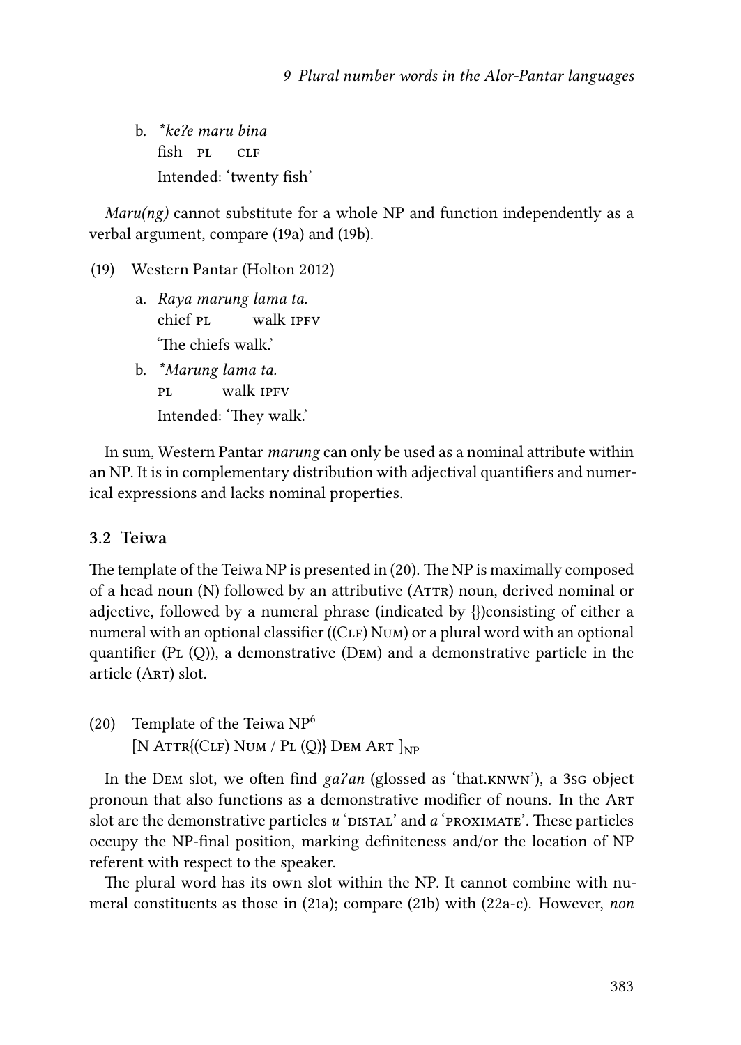b. *\*keʔe maru bina*
   fish PL CLF
   Intended: 'twenty fish'

*Maru(ng)* cannot substitute for a whole NP and function independently as a verbal argument, compare (19a) and (19b).

(19) Western Pantar (Holton 2012)

a. *Raya marung lama ta.*
   chief PL walk IPFV
   'The chiefs walk.'

b. *\*Marung lama ta.*
   PL walk IPFV
   Intended: 'They walk.'

In sum, Western Pantar *marung* can only be used as a nominal attribute within an NP. It is in complementary distribution with adjectival quantifiers and numerical expressions and lacks nominal properties.

### 3.2 Teiwa

The template of the Teiwa NP is presented in (20). The NP is maximally composed of a head noun (N) followed by an attributive (ATTR) noun, derived nominal or adjective, followed by a numeral phrase (indicated by {})consisting of either a numeral with an optional classifier ((CLF) NUM) or a plural word with an optional quantifier (PL (Q)), a demonstrative (DEM) and a demonstrative particle in the article (ART) slot.

(20) Template of the Teiwa NP[6]
     $[$N ATTR{(CLF) NUM / PL (Q)} DEM ART $]_{NP}$

In the DEM slot, we often find *gaʔan* (glossed as 'that.KNWN'), a 3SG object pronoun that also functions as a demonstrative modifier of nouns. In the ART slot are the demonstrative particles *u* 'DISTAL' and *a* 'PROXIMATE'. These particles occupy the NP-final position, marking definiteness and/or the location of NP referent with respect to the speaker.

The plural word has its own slot within the NP. It cannot combine with numeral constituents as those in (21a); compare (21b) with (22a-c). However, *non*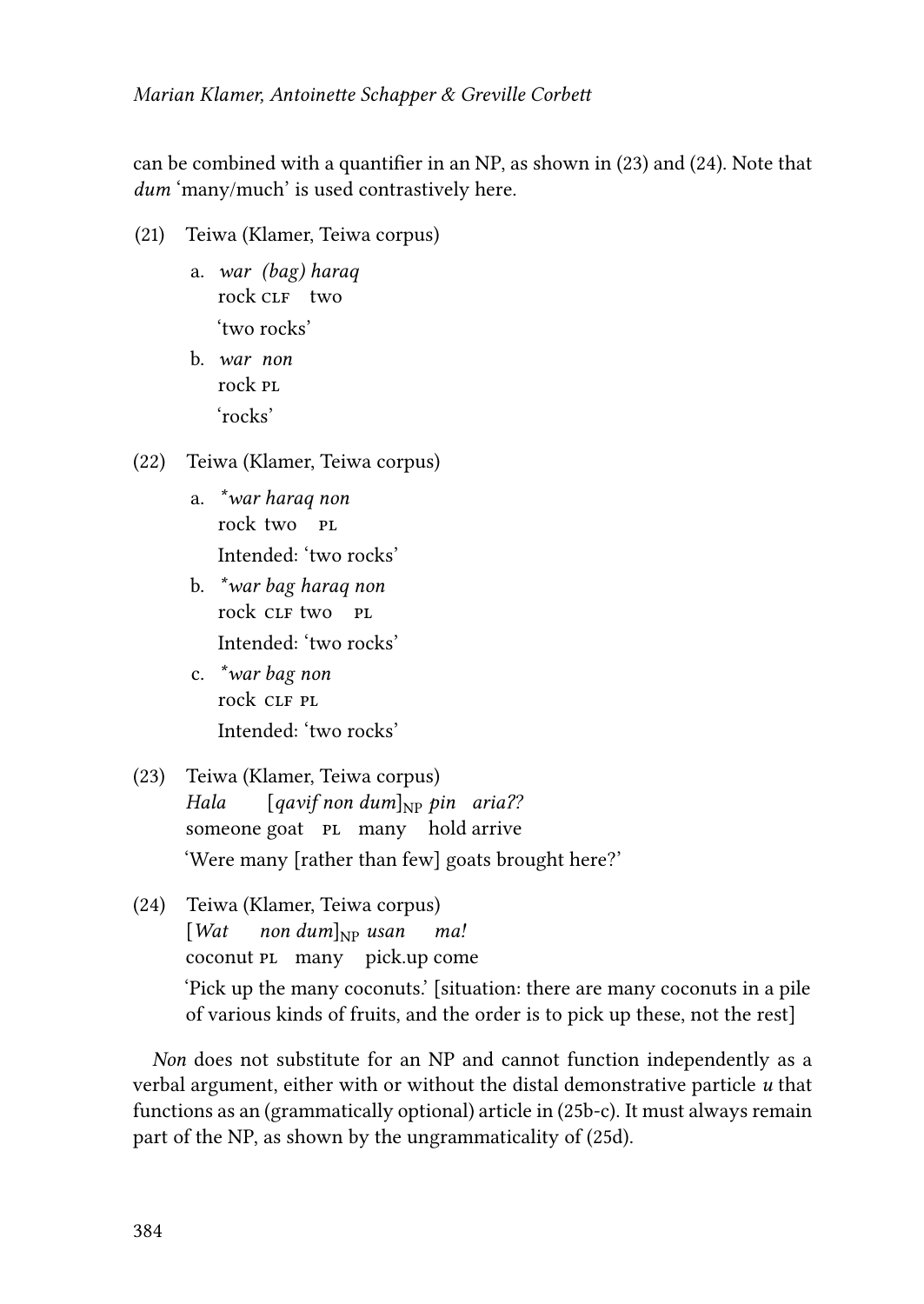can be combined with a quantifier in an NP, as shown in (23) and (24). Note that *dum* 'many/much' is used contrastively here.

(21) Teiwa (Klamer, Teiwa corpus)

a. *war (bag) haraq*
   rock CLF two
   'two rocks'

b. *war non*
   rock PL
   'rocks'

(22) Teiwa (Klamer, Teiwa corpus)

a. *\*war haraq non*
   rock two PL
   Intended: 'two rocks'

b. *\*war bag haraq non*
   rock CLF two PL
   Intended: 'two rocks'

c. *\*war bag non*
   rock CLF PL
   Intended: 'two rocks'

(23) Teiwa (Klamer, Teiwa corpus)
   *Hala* [*qavif non dum*]$_{NP}$ *pin aria??*
   someone goat PL many hold arrive
   'Were many [rather than few] goats brought here?'

(24) Teiwa (Klamer, Teiwa corpus)
   [*Wat non dum*]$_{NP}$ *usan ma!*
   coconut PL many pick.up come
   'Pick up the many coconuts.' [situation: there are many coconuts in a pile of various kinds of fruits, and the order is to pick up these, not the rest]

*Non* does not substitute for an NP and cannot function independently as a verbal argument, either with or without the distal demonstrative particle *u* that functions as an (grammatically optional) article in (25b-c). It must always remain part of the NP, as shown by the ungrammaticality of (25d).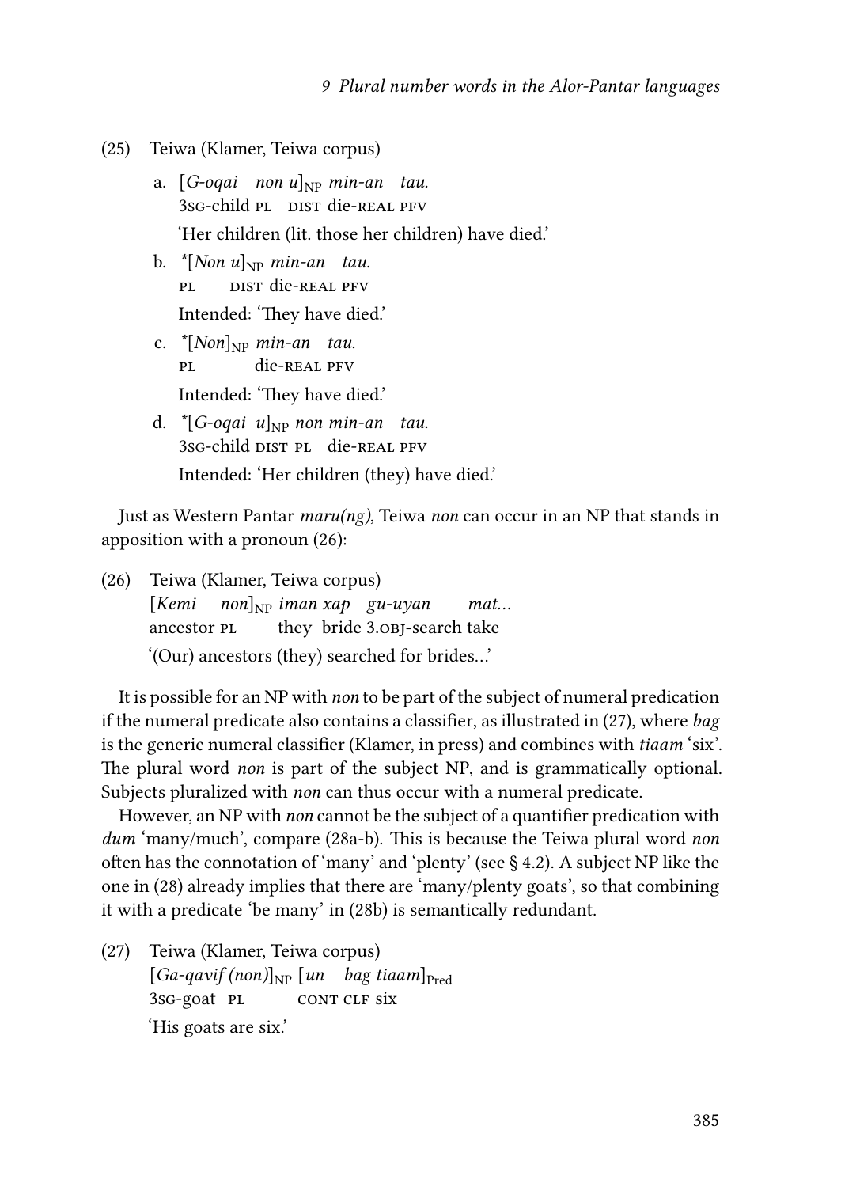(25) Teiwa (Klamer, Teiwa corpus)

a. [*G-oqai non u*]$_{NP}$ *min-an tau.*
   3SG-child PL DIST die-REAL PFV
   'Her children (lit. those her children) have died.'

b. *[*Non u*]$_{NP}$ *min-an tau.*
   PL DIST die-REAL PFV
   Intended: 'They have died.'

c. *[*Non*]$_{NP}$ *min-an tau.*
   PL die-REAL PFV
   Intended: 'They have died.'

d. *[*G-oqai u*]$_{NP}$ *non min-an tau.*
   3SG-child DIST PL die-REAL PFV
   Intended: 'Her children (they) have died.'

Just as Western Pantar *maru(ng)*, Teiwa *non* can occur in an NP that stands in apposition with a pronoun (26):

(26) Teiwa (Klamer, Teiwa corpus)
   [*Kemi non*]$_{NP}$ *iman xap gu-uyan mat…*
   ancestor PL they bride 3.OBJ-search take
   '(Our) ancestors (they) searched for brides…'

It is possible for an NP with *non* to be part of the subject of numeral predication if the numeral predicate also contains a classifier, as illustrated in (27), where *bag* is the generic numeral classifier (Klamer, in press) and combines with *tiaam* 'six'. The plural word *non* is part of the subject NP, and is grammatically optional. Subjects pluralized with *non* can thus occur with a numeral predicate.

However, an NP with *non* cannot be the subject of a quantifier predication with *dum* 'many/much', compare (28a-b). This is because the Teiwa plural word *non* often has the connotation of 'many' and 'plenty' (see § 4.2). A subject NP like the one in (28) already implies that there are 'many/plenty goats', so that combining it with a predicate 'be many' in (28b) is semantically redundant.

(27) Teiwa (Klamer, Teiwa corpus)
   [*Ga-qavif (non)*]$_{NP}$ [*un bag tiaam*]$_{Pred}$
   3SG-goat PL CONT CLF six
   'His goats are six.'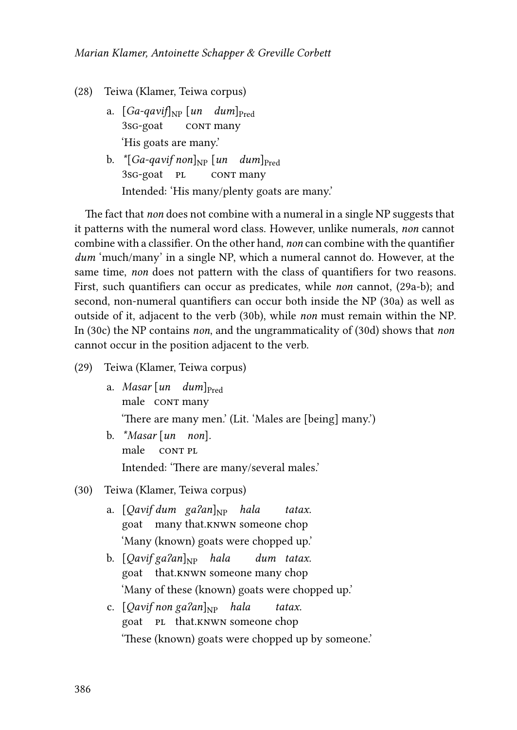(28) Teiwa (Klamer, Teiwa corpus)

a. [*Ga-qavif*]$_{NP}$ [*un dum*]$_{Pred}$
   3sg-goat cont many
   'His goats are many.'

b. *[*Ga-qavif non*]$_{NP}$ [*un dum*]$_{Pred}$
   3sg-goat pl cont many
   Intended: 'His many/plenty goats are many.'

The fact that *non* does not combine with a numeral in a single NP suggests that it patterns with the numeral word class. However, unlike numerals, *non* cannot combine with a classifier. On the other hand, *non* can combine with the quantifier *dum* 'much/many' in a single NP, which a numeral cannot do. However, at the same time, *non* does not pattern with the class of quantifiers for two reasons. First, such quantifiers can occur as predicates, while *non* cannot, (29a-b); and second, non-numeral quantifiers can occur both inside the NP (30a) as well as outside of it, adjacent to the verb (30b), while *non* must remain within the NP. In (30c) the NP contains *non*, and the ungrammaticality of (30d) shows that *non* cannot occur in the position adjacent to the verb.

(29) Teiwa (Klamer, Teiwa corpus)

a. *Masar* [*un dum*]$_{Pred}$
   male cont many
   'There are many men.' (Lit. 'Males are [being] many.')

b. **Masar* [*un non*].
   male cont pl
   Intended: 'There are many/several males.'

(30) Teiwa (Klamer, Teiwa corpus)

a. [*Qavif dum gaʔan*]$_{NP}$ *hala tatax.*
   goat many that.knwn someone chop
   'Many (known) goats were chopped up.'

b. [*Qavif gaʔan*]$_{NP}$ *hala dum tatax.*
   goat that.knwn someone many chop
   'Many of these (known) goats were chopped up.'

c. [*Qavif non gaʔan*]$_{NP}$ *hala tatax.*
   goat pl that.knwn someone chop
   'These (known) goats were chopped up by someone.'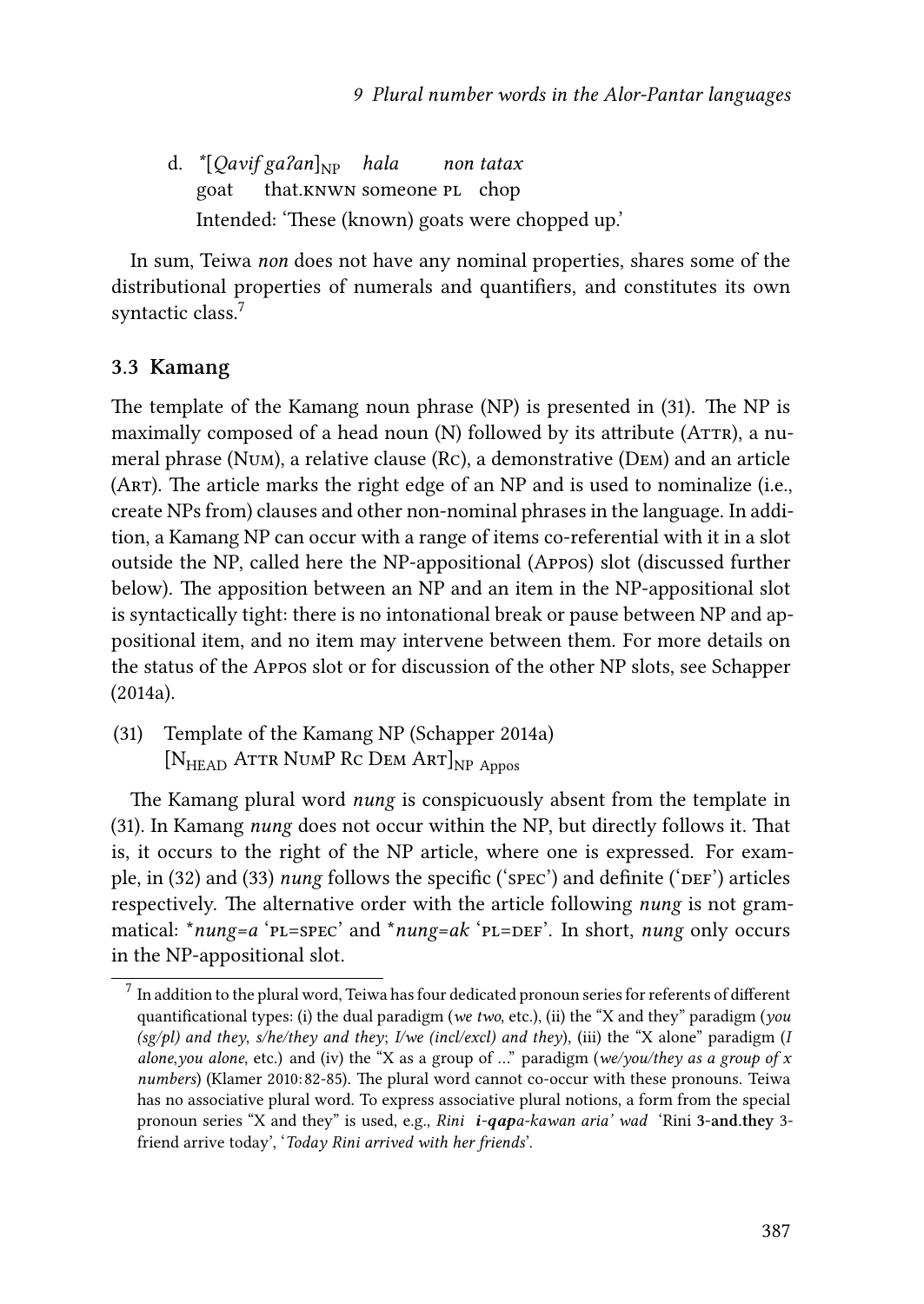d. *[*Qavif gaʔan*]$_{NP}$ *hala* *non tatax*
goat that.KNWN someone PL chop
Intended: 'These (known) goats were chopped up.'

In sum, Teiwa *non* does not have any nominal properties, shares some of the distributional properties of numerals and quantifiers, and constitutes its own syntactic class.[7]

### 3.3 Kamang

The template of the Kamang noun phrase (NP) is presented in (31). The NP is maximally composed of a head noun (N) followed by its attribute (Attr), a numeral phrase (Num), a relative clause (Rc), a demonstrative (Dem) and an article (Art). The article marks the right edge of an NP and is used to nominalize (i.e., create NPs from) clauses and other non-nominal phrases in the language. In addition, a Kamang NP can occur with a range of items co-referential with it in a slot outside the NP, called here the NP-appositional (Appos) slot (discussed further below). The apposition between an NP and an item in the NP-appositional slot is syntactically tight: there is no intonational break or pause between NP and appositional item, and no item may intervene between them. For more details on the status of the Appos slot or for discussion of the other NP slots, see Schapper (2014a).

(31) Template of the Kamang NP (Schapper 2014a)
[N$_{HEAD}$ Attr NumP Rc Dem Art]$_{NP\ Appos}$

The Kamang plural word *nung* is conspicuously absent from the template in (31). In Kamang *nung* does not occur within the NP, but directly follows it. That is, it occurs to the right of the NP article, where one is expressed. For example, in (32) and (33) *nung* follows the specific ('SPEC') and definite ('DEF') articles respectively. The alternative order with the article following *nung* is not grammatical: **nung=a* 'PL=SPEC' and **nung=ak* 'PL=DEF'. In short, *nung* only occurs in the NP-appositional slot.

[7] In addition to the plural word, Teiwa has four dedicated pronoun series for referents of different quantificational types: (i) the dual paradigm (*we two*, etc.), (ii) the "X and they" paradigm (*you (sg/pl) and they*, *s/he/they and they*; *I/we (incl/excl) and they*), (iii) the "X alone" paradigm (*I alone,you alone*, etc.) and (iv) the "X as a group of …" paradigm (*we/you/they as a group of x numbers*) (Klamer 2010: 82-85). The plural word cannot co-occur with these pronouns. Teiwa has no associative plural word. To express associative plural notions, a form from the special pronoun series "X and they" is used, e.g., *Rini* ***i-qap****a-kawan aria' wad* 'Rini **3-and.they** 3-friend arrive today', '*Today Rini arrived with her friends*'.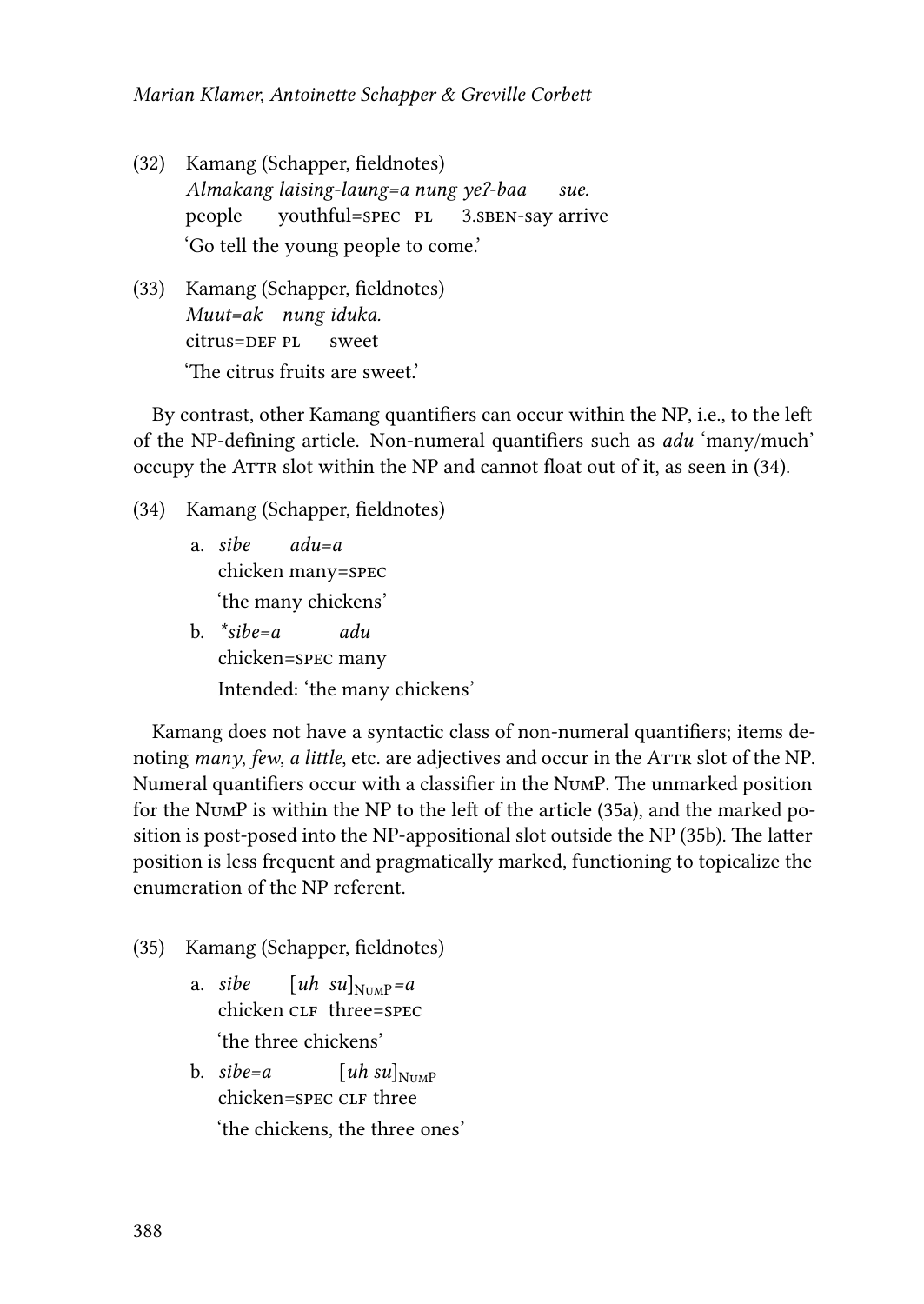(32) Kamang (Schapper, fieldnotes)
*Almakang laising-laung=a nung ye?-baa sue.*
people youthful=SPEC PL 3.SBEN-say arrive
'Go tell the young people to come.'

(33) Kamang (Schapper, fieldnotes)
*Muut=ak nung iduka.*
citrus=DEF PL sweet
'The citrus fruits are sweet.'

By contrast, other Kamang quantifiers can occur within the NP, i.e., to the left of the NP-defining article. Non-numeral quantifiers such as *adu* 'many/much' occupy the ATTR slot within the NP and cannot float out of it, as seen in (34).

(34) Kamang (Schapper, fieldnotes)

a. *sibe adu=a*
chicken many=SPEC
'the many chickens'

b. *\*sibe=a adu*
chicken=SPEC many
Intended: 'the many chickens'

Kamang does not have a syntactic class of non-numeral quantifiers; items denoting *many*, *few*, *a little*, etc. are adjectives and occur in the ATTR slot of the NP. Numeral quantifiers occur with a classifier in the NUMP. The unmarked position for the NUMP is within the NP to the left of the article (35a), and the marked position is post-posed into the NP-appositional slot outside the NP (35b). The latter position is less frequent and pragmatically marked, functioning to topicalize the enumeration of the NP referent.

(35) Kamang (Schapper, fieldnotes)

a. *sibe [uh su]*$_{\text{NUMP}}$*=a*
chicken CLF three=SPEC
'the three chickens'

b. *sibe=a [uh su]*$_{\text{NUMP}}$
chicken=SPEC CLF three
'the chickens, the three ones'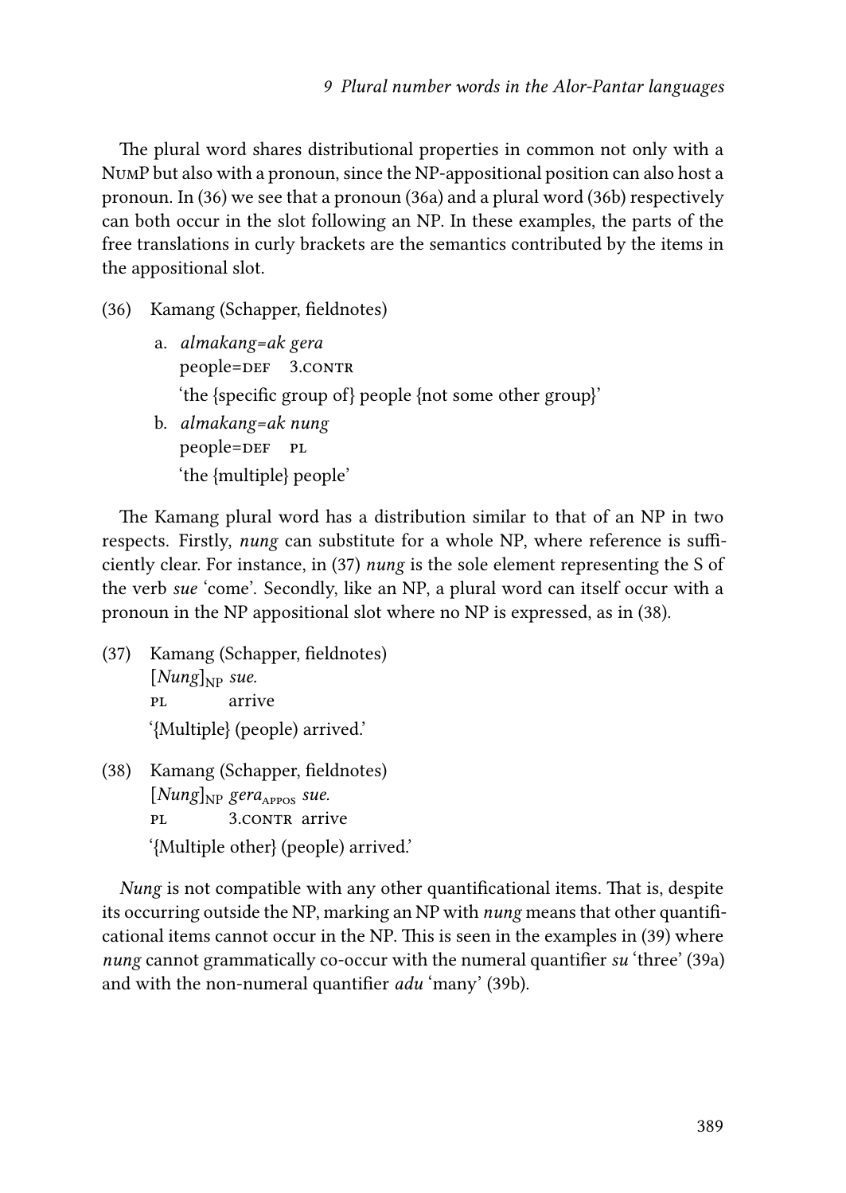The plural word shares distributional properties in common not only with a NumP but also with a pronoun, since the NP-appositional position can also host a pronoun. In (36) we see that a pronoun (36a) and a plural word (36b) respectively can both occur in the slot following an NP. In these examples, the parts of the free translations in curly brackets are the semantics contributed by the items in the appositional slot.

(36) Kamang (Schapper, fieldnotes)

a. *almakang=ak gera*  
people=DEF 3.CONTR  
'the {specific group of} people {not some other group}'

b. *almakang=ak nung*  
people=DEF PL  
'the {multiple} people'

The Kamang plural word has a distribution similar to that of an NP in two respects. Firstly, *nung* can substitute for a whole NP, where reference is sufficiently clear. For instance, in (37) *nung* is the sole element representing the S of the verb *sue* 'come'. Secondly, like an NP, a plural word can itself occur with a pronoun in the NP appositional slot where no NP is expressed, as in (38).

(37) Kamang (Schapper, fieldnotes)  
$[$*Nung*$]_{\text{NP}}$ *sue.*  
PL arrive  
'{Multiple} (people) arrived.'

(38) Kamang (Schapper, fieldnotes)  
$[$*Nung*$]_{\text{NP}}$ *gera*$_{\text{APPOS}}$ *sue.*  
PL 3.CONTR arrive  
'{Multiple other} (people) arrived.'

*Nung* is not compatible with any other quantificational items. That is, despite its occurring outside the NP, marking an NP with *nung* means that other quantificational items cannot occur in the NP. This is seen in the examples in (39) where *nung* cannot grammatically co-occur with the numeral quantifier *su* 'three' (39a) and with the non-numeral quantifier *adu* 'many' (39b).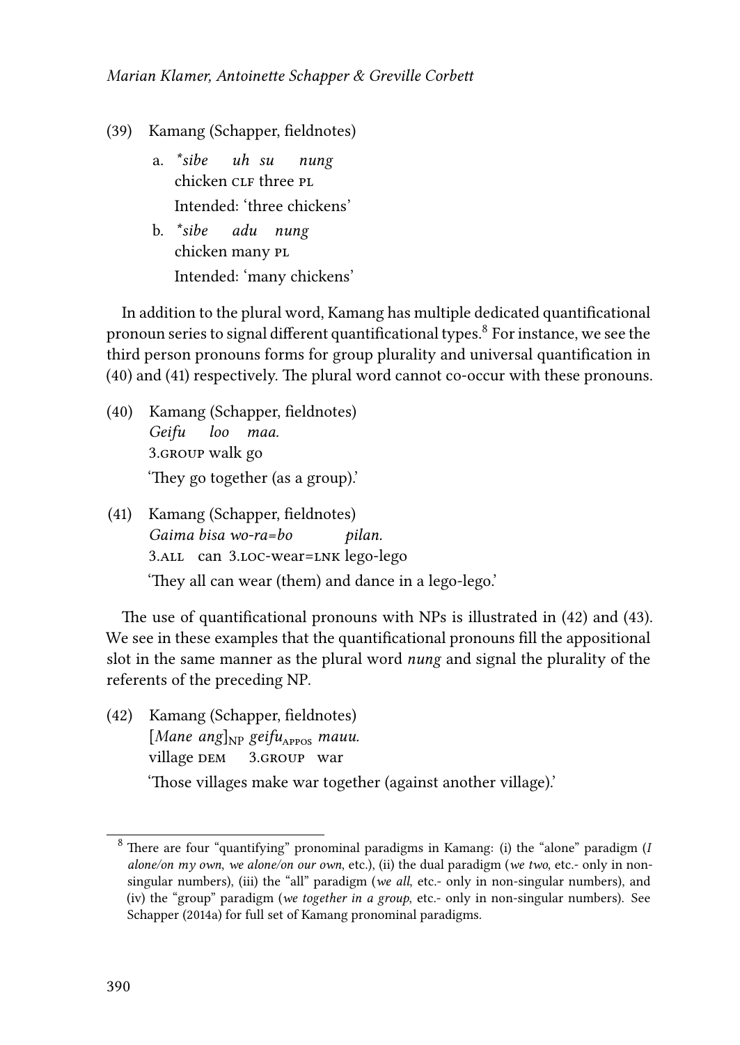(39) Kamang (Schapper, fieldnotes)

a. *\*sibe uh su nung*  
chicken CLF three PL  
Intended: 'three chickens'

b. *\*sibe adu nung*  
chicken many PL  
Intended: 'many chickens'

In addition to the plural word, Kamang has multiple dedicated quantificational pronoun series to signal different quantificational types.[8] For instance, we see the third person pronouns forms for group plurality and universal quantification in (40) and (41) respectively. The plural word cannot co-occur with these pronouns.

(40) Kamang (Schapper, fieldnotes)  
*Geifu loo maa.*  
3.GROUP walk go  
'They go together (as a group).'

(41) Kamang (Schapper, fieldnotes)  
*Gaima bisa wo-ra=bo pilan.*  
3.ALL can 3.LOC-wear=LNK lego-lego  
'They all can wear (them) and dance in a lego-lego.'

The use of quantificational pronouns with NPs is illustrated in (42) and (43). We see in these examples that the quantificational pronouns fill the appositional slot in the same manner as the plural word *nung* and signal the plurality of the referents of the preceding NP.

(42) Kamang (Schapper, fieldnotes)  
[*Mane ang*]$_{\text{NP}}$ *geifu*$_{\text{APPOS}}$ *mauu.*  
village DEM 3.GROUP war  
'Those villages make war together (against another village).'

[8] There are four "quantifying" pronominal paradigms in Kamang: (i) the "alone" paradigm (*I alone/on my own*, *we alone/on our own*, etc.), (ii) the dual paradigm (*we two*, etc.- only in non-singular numbers), (iii) the "all" paradigm (*we all*, etc.- only in non-singular numbers), and (iv) the "group" paradigm (*we together in a group*, etc.- only in non-singular numbers). See Schapper (2014a) for full set of Kamang pronominal paradigms.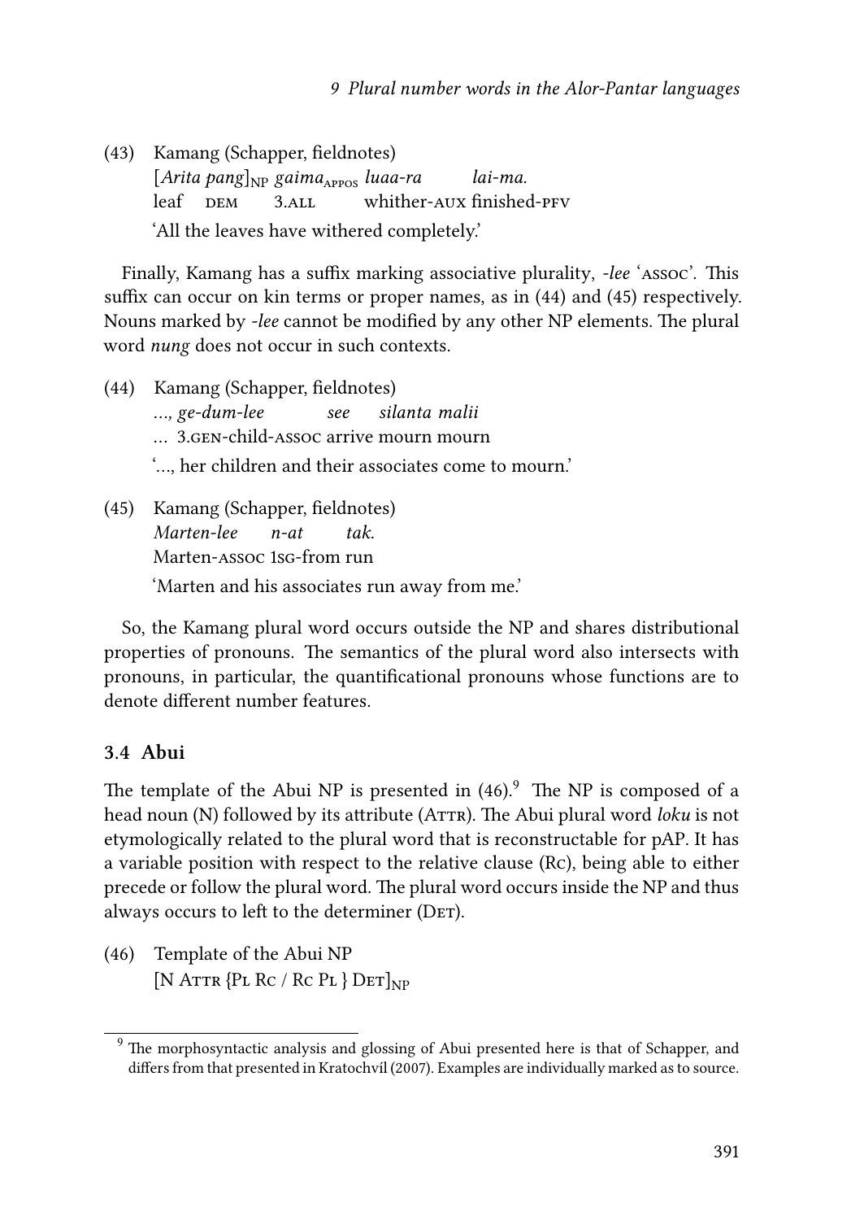(43) Kamang (Schapper, fieldnotes)
[*Arita pang*]$_{\text{NP}}$ *gaima*$_{\text{APPOS}}$ *luaa-ra lai-ma.*
leaf DEM 3.ALL whither-AUX finished-PFV
'All the leaves have withered completely.'

Finally, Kamang has a suffix marking associative plurality, *-lee* 'ASSOC'. This suffix can occur on kin terms or proper names, as in (44) and (45) respectively. Nouns marked by *-lee* cannot be modified by any other NP elements. The plural word *nung* does not occur in such contexts.

(44) Kamang (Schapper, fieldnotes)
*..., ge-dum-lee see silanta malii*
... 3.GEN-child-ASSOC arrive mourn mourn
'..., her children and their associates come to mourn.'

(45) Kamang (Schapper, fieldnotes)
*Marten-lee n-at tak.*
Marten-ASSOC 1SG-from run
'Marten and his associates run away from me.'

So, the Kamang plural word occurs outside the NP and shares distributional properties of pronouns. The semantics of the plural word also intersects with pronouns, in particular, the quantificational pronouns whose functions are to denote different number features.

### 3.4 Abui

The template of the Abui NP is presented in (46).[9] The NP is composed of a head noun (N) followed by its attribute (ATTR). The Abui plural word *loku* is not etymologically related to the plural word that is reconstructable for pAP. It has a variable position with respect to the relative clause (RC), being able to either precede or follow the plural word. The plural word occurs inside the NP and thus always occurs to left to the determiner (DET).

(46) Template of the Abui NP
[N ATTR {PL RC / RC PL } DET]$_{\text{NP}}$

[9] The morphosyntactic analysis and glossing of Abui presented here is that of Schapper, and differs from that presented in Kratochvíl (2007). Examples are individually marked as to source.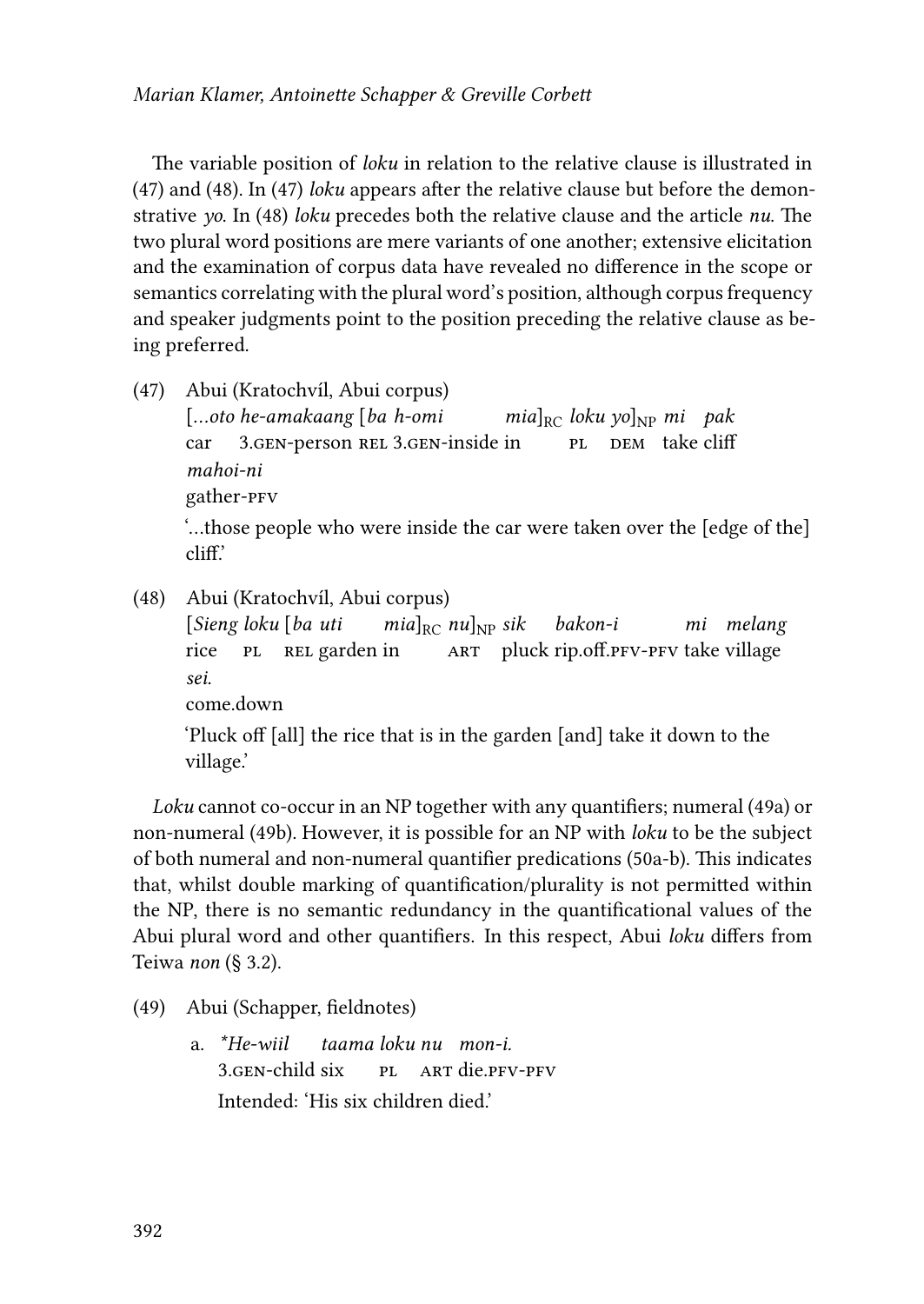The variable position of *loku* in relation to the relative clause is illustrated in (47) and (48). In (47) *loku* appears after the relative clause but before the demonstrative *yo*. In (48) *loku* precedes both the relative clause and the article *nu*. The two plural word positions are mere variants of one another; extensive elicitation and the examination of corpus data have revealed no difference in the scope or semantics correlating with the plural word's position, although corpus frequency and speaker judgments point to the position preceding the relative clause as being preferred.

(47) Abui (Kratochvíl, Abui corpus)
 [*...oto he-amakaang* [*ba h-omi mia*]$_{RC}$ *loku yo*]$_{NP}$ *mi pak mahoi-ni*
 car 3.GEN-person REL 3.GEN-inside in PL DEM take cliff gather-PFV
 '...those people who were inside the car were taken over the [edge of the] cliff.'

(48) Abui (Kratochvíl, Abui corpus)
 [*Sieng loku* [*ba uti mia*]$_{RC}$ *nu*]$_{NP}$ *sik bakon-i mi melang sei.*
 rice PL REL garden in ART pluck rip.off.PFV-PFV take village come.down
 'Pluck off [all] the rice that is in the garden [and] take it down to the village.'

*Loku* cannot co-occur in an NP together with any quantifiers; numeral (49a) or non-numeral (49b). However, it is possible for an NP with *loku* to be the subject of both numeral and non-numeral quantifier predications (50a-b). This indicates that, whilst double marking of quantification/plurality is not permitted within the NP, there is no semantic redundancy in the quantificational values of the Abui plural word and other quantifiers. In this respect, Abui *loku* differs from Teiwa *non* (§ 3.2).

(49) Abui (Schapper, fieldnotes)

 a. *\*He-wiil taama loku nu mon-i.*
 3.GEN-child six PL ART die.PFV-PFV
 Intended: 'His six children died.'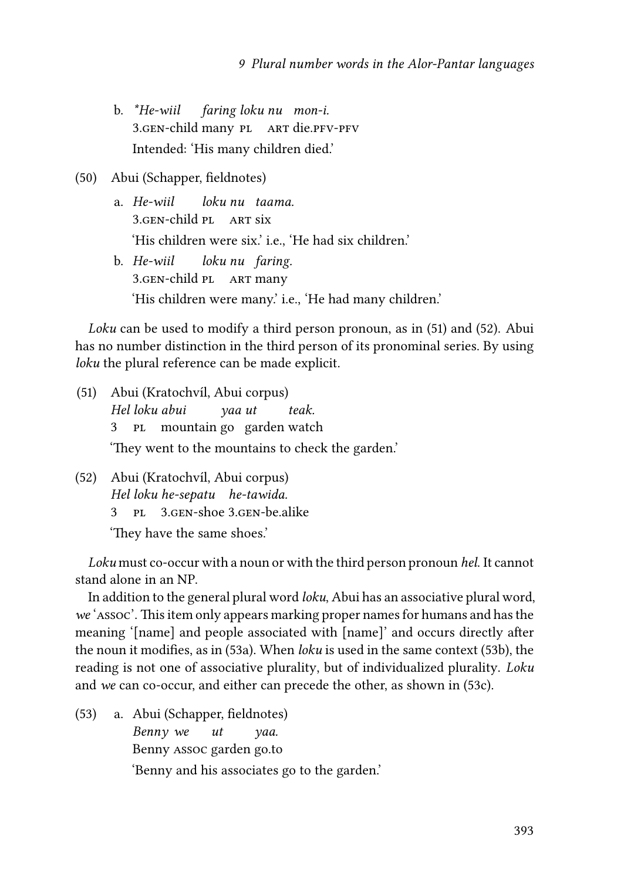b. **He-wiil faring loku nu mon-i.*  
3.GEN-child many PL ART die.PFV-PFV  
Intended: 'His many children died.'

(50) Abui (Schapper, fieldnotes)

a. *He-wiil loku nu taama.*  
3.GEN-child PL ART six  
'His children were six.' i.e., 'He had six children.'

b. *He-wiil loku nu faring.*  
3.GEN-child PL ART many  
'His children were many.' i.e., 'He had many children.'

*Loku* can be used to modify a third person pronoun, as in (51) and (52). Abui has no number distinction in the third person of its pronominal series. By using *loku* the plural reference can be made explicit.

(51) Abui (Kratochvíl, Abui corpus)  
*Hel loku abui yaa ut teak.*  
3 PL mountain go garden watch  
'They went to the mountains to check the garden.'

(52) Abui (Kratochvíl, Abui corpus)  
*Hel loku he-sepatu he-tawida.*  
3 PL 3.GEN-shoe 3.GEN-be.alike  
'They have the same shoes.'

*Loku* must co-occur with a noun or with the third person pronoun *hel*. It cannot stand alone in an NP.

In addition to the general plural word *loku*, Abui has an associative plural word, *we* 'ASSOC'. This item only appears marking proper names for humans and has the meaning '[name] and people associated with [name]' and occurs directly after the noun it modifies, as in (53a). When *loku* is used in the same context (53b), the reading is not one of associative plurality, but of individualized plurality. *Loku* and *we* can co-occur, and either can precede the other, as shown in (53c).

(53) a. Abui (Schapper, fieldnotes)  
*Benny we ut yaa.*  
Benny ASSOC garden go.to  
'Benny and his associates go to the garden.'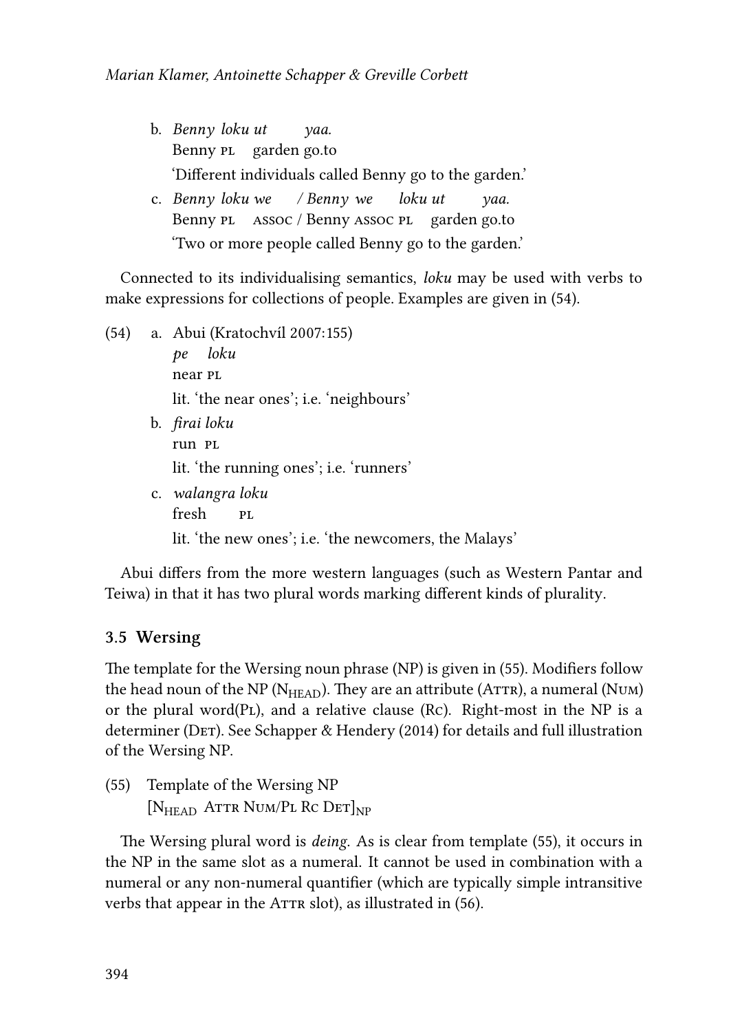b. *Benny loku ut yaa.*
   Benny PL garden go.to
   'Different individuals called Benny go to the garden.'

c. *Benny loku we / Benny we loku ut yaa.*
   Benny PL ASSOC / Benny ASSOC PL garden go.to
   'Two or more people called Benny go to the garden.'

Connected to its individualising semantics, *loku* may be used with verbs to make expressions for collections of people. Examples are given in (54).

(54) a. Abui (Kratochvíl 2007:155)
   *pe loku*
   near PL
   lit. 'the near ones'; i.e. 'neighbours'

b. *firai loku*
   run PL
   lit. 'the running ones'; i.e. 'runners'

c. *walangra loku*
   fresh PL
   lit. 'the new ones'; i.e. 'the newcomers, the Malays'

Abui differs from the more western languages (such as Western Pantar and Teiwa) in that it has two plural words marking different kinds of plurality.

### 3.5 Wersing

The template for the Wersing noun phrase (NP) is given in (55). Modifiers follow the head noun of the NP ($N_{HEAD}$). They are an attribute (ATTR), a numeral (NUM) or the plural word(PL), and a relative clause (RC). Right-most in the NP is a determiner (DET). See Schapper & Hendery (2014) for details and full illustration of the Wersing NP.

(55) Template of the Wersing NP
   $[N_{HEAD}$ ATTR NUM/PL RC DET$]_{NP}$

The Wersing plural word is *deing*. As is clear from template (55), it occurs in the NP in the same slot as a numeral. It cannot be used in combination with a numeral or any non-numeral quantifier (which are typically simple intransitive verbs that appear in the ATTR slot), as illustrated in (56).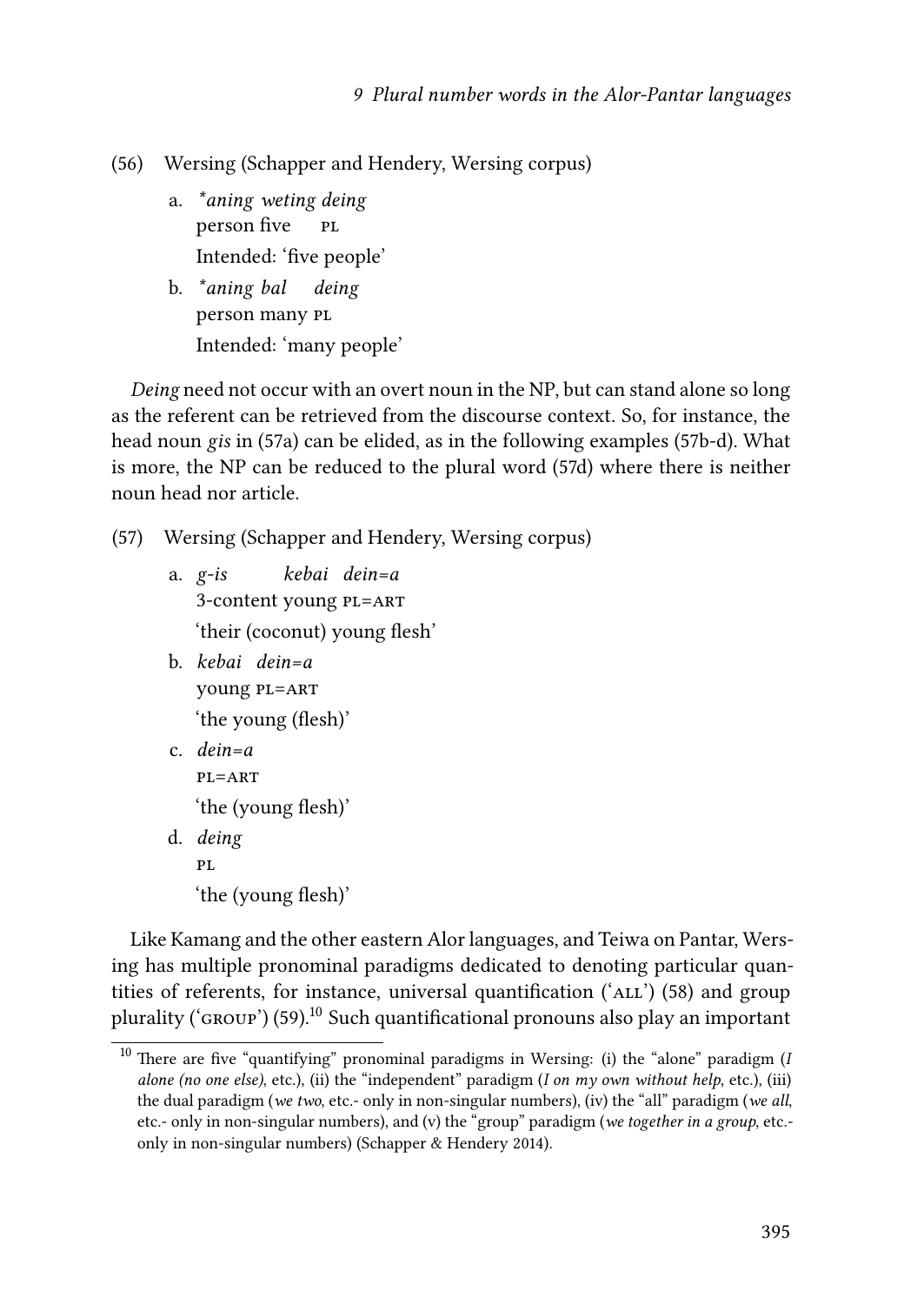(56) Wersing (Schapper and Hendery, Wersing corpus)

   a. *\*aning weting deing*
      person five PL
      Intended: 'five people'

   b. *\*aning bal deing*
      person many PL
      Intended: 'many people'

*Deing* need not occur with an overt noun in the NP, but can stand alone so long as the referent can be retrieved from the discourse context. So, for instance, the head noun *gis* in (57a) can be elided, as in the following examples (57b-d). What is more, the NP can be reduced to the plural word (57d) where there is neither noun head nor article.

(57) Wersing (Schapper and Hendery, Wersing corpus)

   a. *g-is kebai dein=a*
      3-content young PL=ART
      'their (coconut) young flesh'

   b. *kebai dein=a*
      young PL=ART
      'the young (flesh)'

   c. *dein=a*
      PL=ART
      'the (young flesh)'

   d. *deing*
      PL
      'the (young flesh)'

Like Kamang and the other eastern Alor languages, and Teiwa on Pantar, Wersing has multiple pronominal paradigms dedicated to denoting particular quantities of referents, for instance, universal quantification ('ALL') (58) and group plurality ('GROUP') (59).[10] Such quantificational pronouns also play an important

[10] There are five "quantifying" pronominal paradigms in Wersing: (i) the "alone" paradigm (*I alone (no one else)*, etc.), (ii) the "independent" paradigm (*I on my own without help*, etc.), (iii) the dual paradigm (*we two*, etc.- only in non-singular numbers), (iv) the "all" paradigm (*we all*, etc.- only in non-singular numbers), and (v) the "group" paradigm (*we together in a group*, etc.- only in non-singular numbers) (Schapper & Hendery 2014).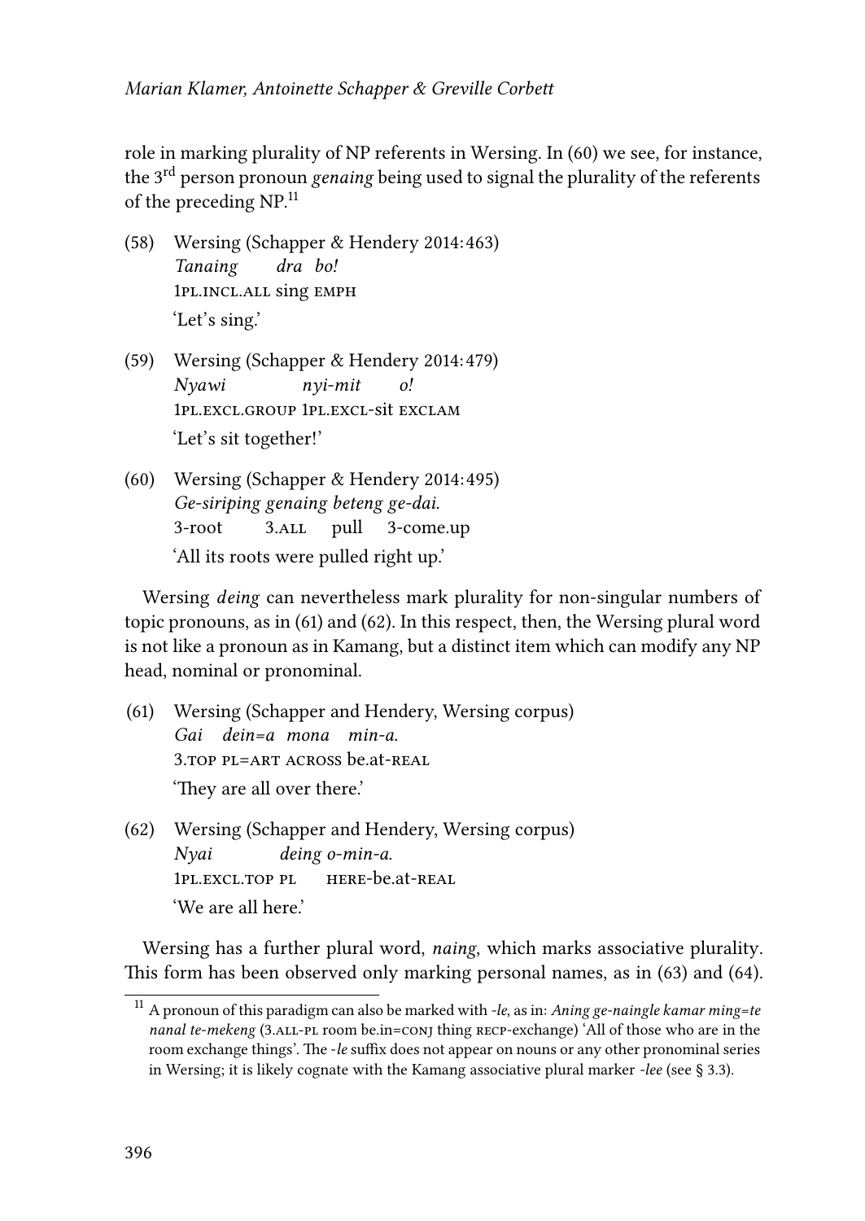role in marking plurality of NP referents in Wersing. In (60) we see, for instance, the 3rd person pronoun *genaing* being used to signal the plurality of the referents of the preceding NP.[11]

(58) Wersing (Schapper & Hendery 2014: 463)
*Tanaing dra bo!*
1PL.INCL.ALL sing EMPH
'Let's sing.'

(59) Wersing (Schapper & Hendery 2014: 479)
*Nyawi nyi-mit o!*
1PL.EXCL.GROUP 1PL.EXCL-sit EXCLAM
'Let's sit together!'

(60) Wersing (Schapper & Hendery 2014: 495)
*Ge-siriping genaing beteng ge-dai.*
3-root 3.ALL pull 3-come.up
'All its roots were pulled right up.'

Wersing *deing* can nevertheless mark plurality for non-singular numbers of topic pronouns, as in (61) and (62). In this respect, then, the Wersing plural word is not like a pronoun as in Kamang, but a distinct item which can modify any NP head, nominal or pronominal.

(61) Wersing (Schapper and Hendery, Wersing corpus)
*Gai dein=a mona min-a.*
3.TOP PL=ART ACROSS be.at-REAL
'They are all over there.'

(62) Wersing (Schapper and Hendery, Wersing corpus)
*Nyai deing o-min-a.*
1PL.EXCL.TOP PL HERE-be.at-REAL
'We are all here.'

Wersing has a further plural word, *naing*, which marks associative plurality. This form has been observed only marking personal names, as in (63) and (64).

[11] A pronoun of this paradigm can also be marked with *-le*, as in: *Aning ge-naingle kamar ming=te nanal te-mekeng* (3.ALL-PL room be.in=CONJ thing RECP-exchange) 'All of those who are in the room exchange things'. The *-le* suffix does not appear on nouns or any other pronominal series in Wersing; it is likely cognate with the Kamang associative plural marker *-lee* (see § 3.3).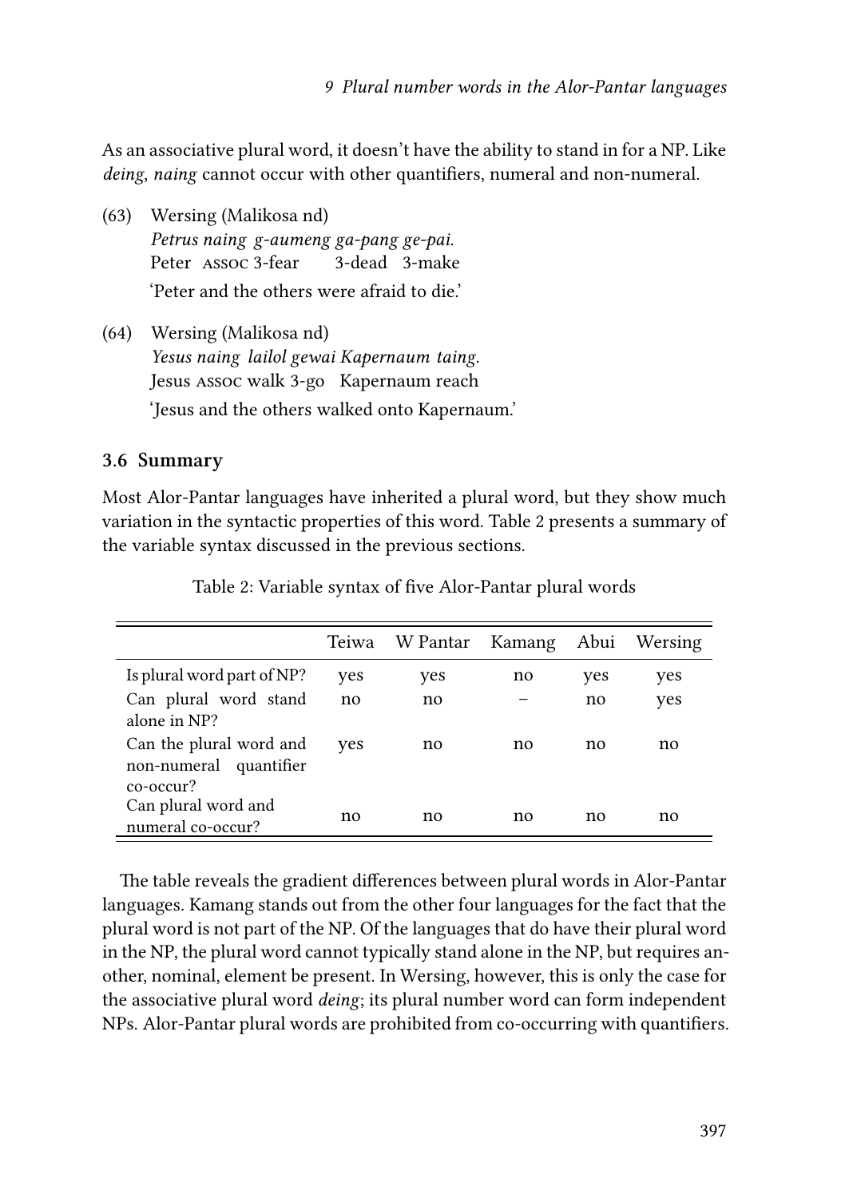As an associative plural word, it doesn't have the ability to stand in for a NP. Like *deing*, *naing* cannot occur with other quantifiers, numeral and non-numeral.

(63) Wersing (Malikosa nd)
*Petrus naing g-aumeng ga-pang ge-pai.*
Peter ASSOC 3-fear 3-dead 3-make
'Peter and the others were afraid to die.'

(64) Wersing (Malikosa nd)
*Yesus naing lailol gewai Kapernaum taing.*
Jesus ASSOC walk 3-go Kapernaum reach
'Jesus and the others walked onto Kapernaum.'

### 3.6 Summary

Most Alor-Pantar languages have inherited a plural word, but they show much variation in the syntactic properties of this word. Table 2 presents a summary of the variable syntax discussed in the previous sections.

Table 2: Variable syntax of five Alor-Pantar plural words

| | Teiwa | W Pantar | Kamang | Abui | Wersing |
|---|---|---|---|---|---|
| Is plural word part of NP? | yes | yes | no | yes | yes |
| Can plural word stand alone in NP? | no | no | – | no | yes |
| Can the plural word and non-numeral quantifier co-occur? | yes | no | no | no | no |
| Can plural word and numeral co-occur? | no | no | no | no | no |

The table reveals the gradient differences between plural words in Alor-Pantar languages. Kamang stands out from the other four languages for the fact that the plural word is not part of the NP. Of the languages that do have their plural word in the NP, the plural word cannot typically stand alone in the NP, but requires another, nominal, element be present. In Wersing, however, this is only the case for the associative plural word *deing*; its plural number word can form independent NPs. Alor-Pantar plural words are prohibited from co-occurring with quantifiers.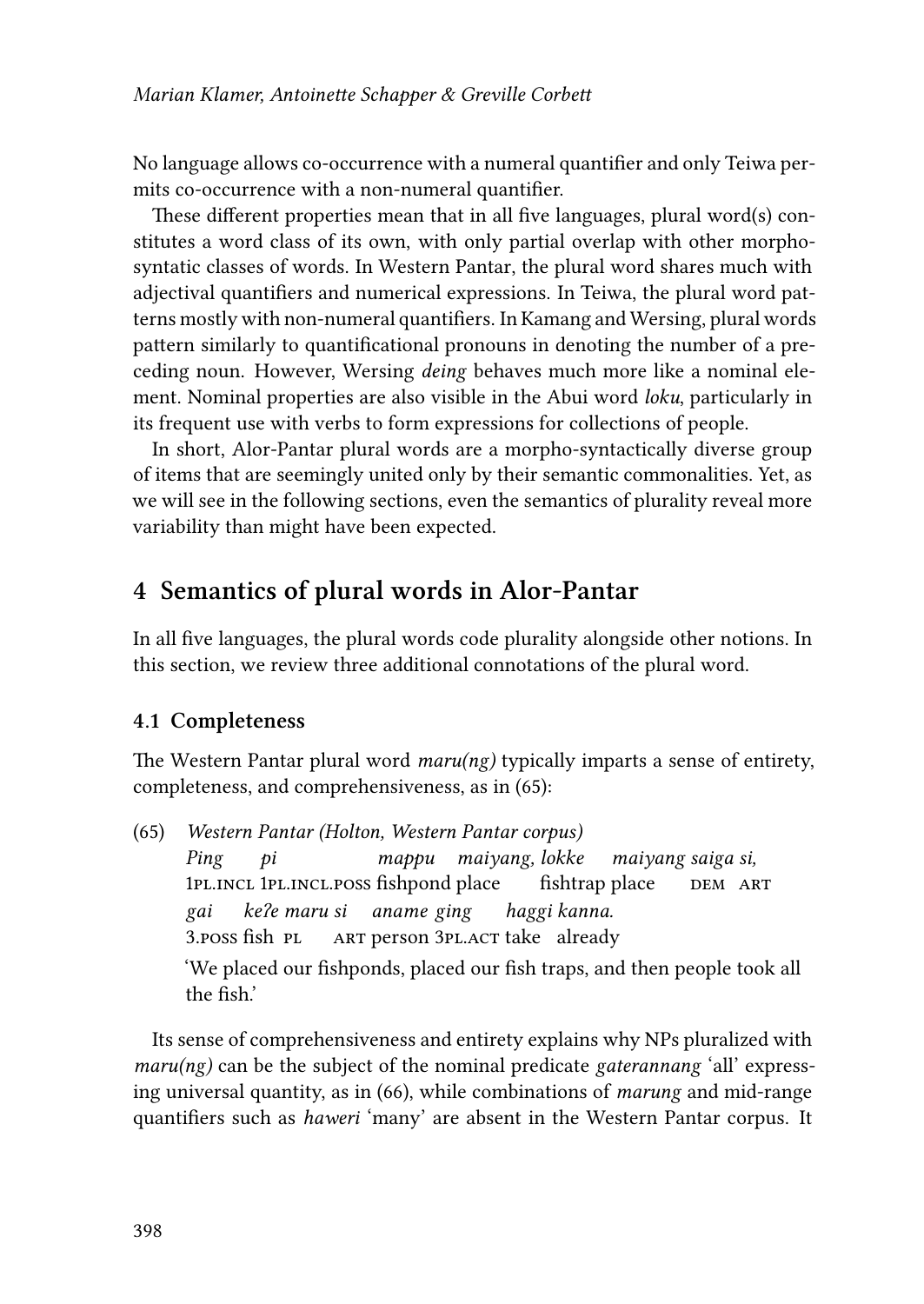No language allows co-occurrence with a numeral quantifier and only Teiwa permits co-occurrence with a non-numeral quantifier.

These different properties mean that in all five languages, plural word(s) constitutes a word class of its own, with only partial overlap with other morphosyntactic classes of words. In Western Pantar, the plural word shares much with adjectival quantifiers and numerical expressions. In Teiwa, the plural word patterns mostly with non-numeral quantifiers. In Kamang and Wersing, plural words pattern similarly to quantificational pronouns in denoting the number of a preceding noun. However, Wersing *deing* behaves much more like a nominal element. Nominal properties are also visible in the Abui word *loku*, particularly in its frequent use with verbs to form expressions for collections of people.

In short, Alor-Pantar plural words are a morpho-syntactically diverse group of items that are seemingly united only by their semantic commonalities. Yet, as we will see in the following sections, even the semantics of plurality reveal more variability than might have been expected.

## 4 Semantics of plural words in Alor-Pantar

In all five languages, the plural words code plurality alongside other notions. In this section, we review three additional connotations of the plural word.

### 4.1 Completeness

The Western Pantar plural word *maru(ng)* typically imparts a sense of entirety, completeness, and comprehensiveness, as in (65):

(65) *Western Pantar (Holton, Western Pantar corpus)*

*Ping pi mappu maiyang, lokke maiyang saiga si,*
1PL.INCL 1PL.INCL.POSS fishpond place fishtrap place DEM ART
*gai keʔe maru si aname ging haggi kanna.*
3.POSS fish PL ART person 3PL.ACT take already

'We placed our fishponds, placed our fish traps, and then people took all the fish.'

Its sense of comprehensiveness and entirety explains why NPs pluralized with *maru(ng)* can be the subject of the nominal predicate *gaterannang* 'all' expressing universal quantity, as in (66), while combinations of *marung* and mid-range quantifiers such as *haweri* 'many' are absent in the Western Pantar corpus. It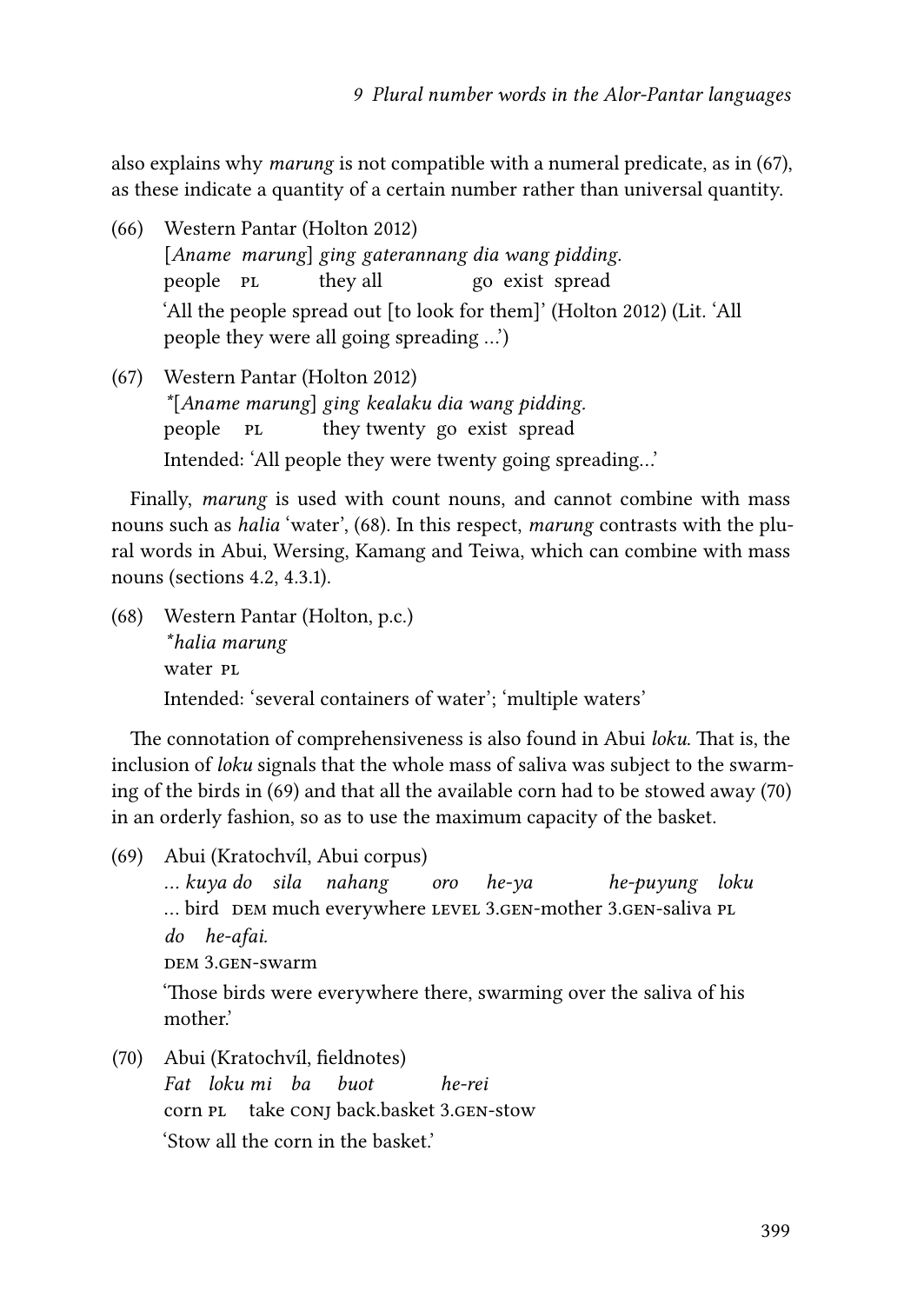also explains why *marung* is not compatible with a numeral predicate, as in (67), as these indicate a quantity of a certain number rather than universal quantity.

(66) Western Pantar (Holton 2012)
 [*Aname marung*] *ging gaterannang dia wang pidding.*
 people PL they all go exist spread
 'All the people spread out [to look for them]' (Holton 2012) (Lit. 'All people they were all going spreading …')

(67) Western Pantar (Holton 2012)
 *[*Aname marung*] *ging kealaku dia wang pidding.*
 people PL they twenty go exist spread
 Intended: 'All people they were twenty going spreading…'

Finally, *marung* is used with count nouns, and cannot combine with mass nouns such as *halia* 'water', (68). In this respect, *marung* contrasts with the plural words in Abui, Wersing, Kamang and Teiwa, which can combine with mass nouns (sections 4.2, 4.3.1).

(68) Western Pantar (Holton, p.c.)
 **halia marung*
 water PL
 Intended: 'several containers of water'; 'multiple waters'

The connotation of comprehensiveness is also found in Abui *loku*. That is, the inclusion of *loku* signals that the whole mass of saliva was subject to the swarming of the birds in (69) and that all the available corn had to be stowed away (70) in an orderly fashion, so as to use the maximum capacity of the basket.

(69) Abui (Kratochvíl, Abui corpus)
 *… kuya do sila nahang oro he-ya he-puyung loku do he-afai.*
 … bird DEM much everywhere LEVEL 3.GEN-mother 3.GEN-saliva PL DEM 3.GEN-swarm
 'Those birds were everywhere there, swarming over the saliva of his mother.'

(70) Abui (Kratochvíl, fieldnotes)
 *Fat loku mi ba buot he-rei*
 corn PL take CONJ back.basket 3.GEN-stow
 'Stow all the corn in the basket.'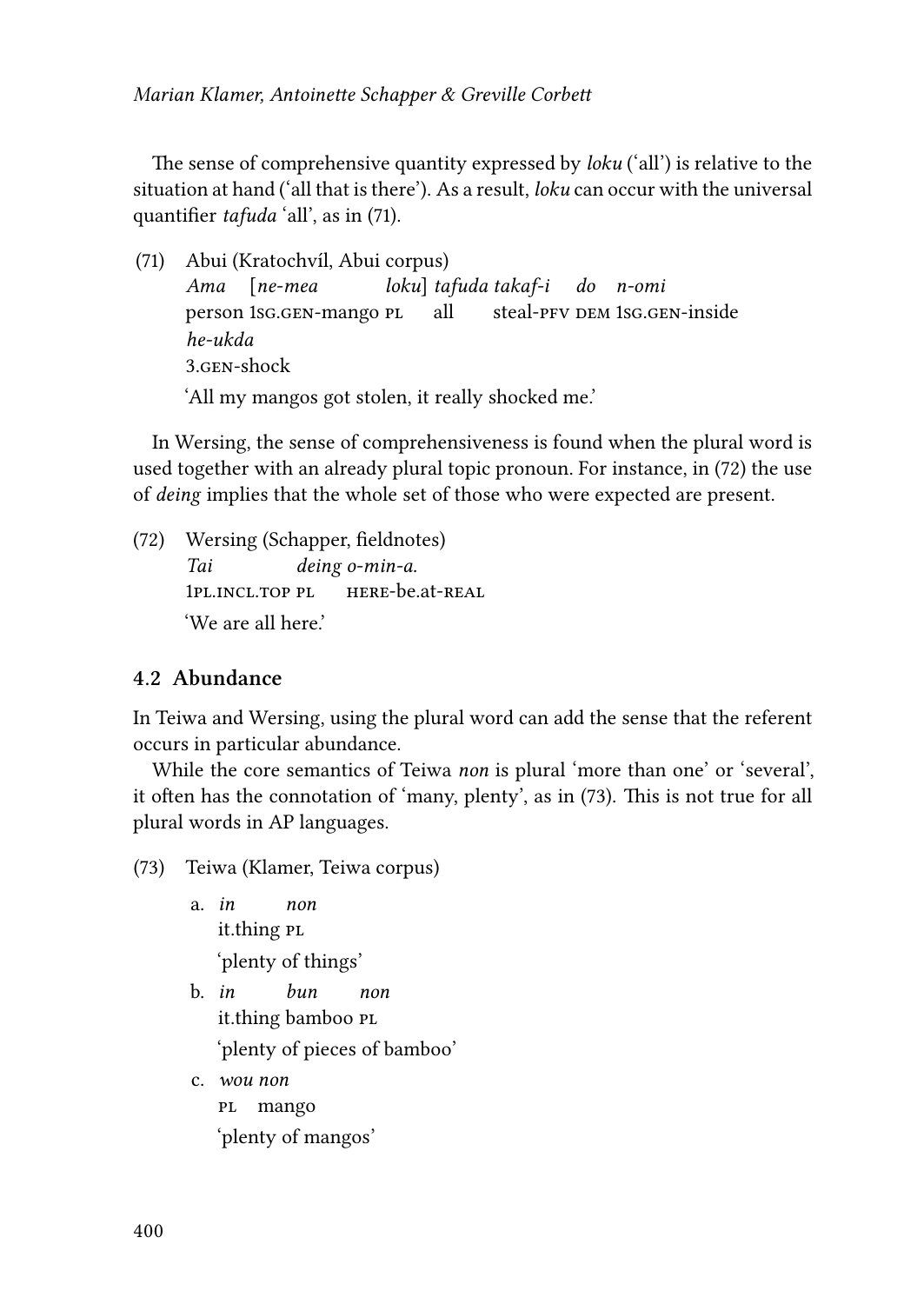The sense of comprehensive quantity expressed by *loku* ('all') is relative to the situation at hand ('all that is there'). As a result, *loku* can occur with the universal quantifier *tafuda* 'all', as in (71).

(71) Abui (Kratochvíl, Abui corpus)
*Ama [ne-mea loku] tafuda takaf-i do n-omi*
person 1sg.gen-mango pl all steal-pfv dem 1sg.gen-inside
*he-ukda*
3.gen-shock
'All my mangos got stolen, it really shocked me.'

In Wersing, the sense of comprehensiveness is found when the plural word is used together with an already plural topic pronoun. For instance, in (72) the use of *deing* implies that the whole set of those who were expected are present.

(72) Wersing (Schapper, fieldnotes)
*Tai deing o-min-a.*
1pl.incl.top pl here-be.at-real
'We are all here.'

## 4.2 Abundance

In Teiwa and Wersing, using the plural word can add the sense that the referent occurs in particular abundance.

While the core semantics of Teiwa *non* is plural 'more than one' or 'several', it often has the connotation of 'many, plenty', as in (73). This is not true for all plural words in AP languages.

(73) Teiwa (Klamer, Teiwa corpus)

a. *in non*
it.thing pl
'plenty of things'

b. *in bun non*
it.thing bamboo pl
'plenty of pieces of bamboo'

c. *wou non*
pl mango
'plenty of mangos'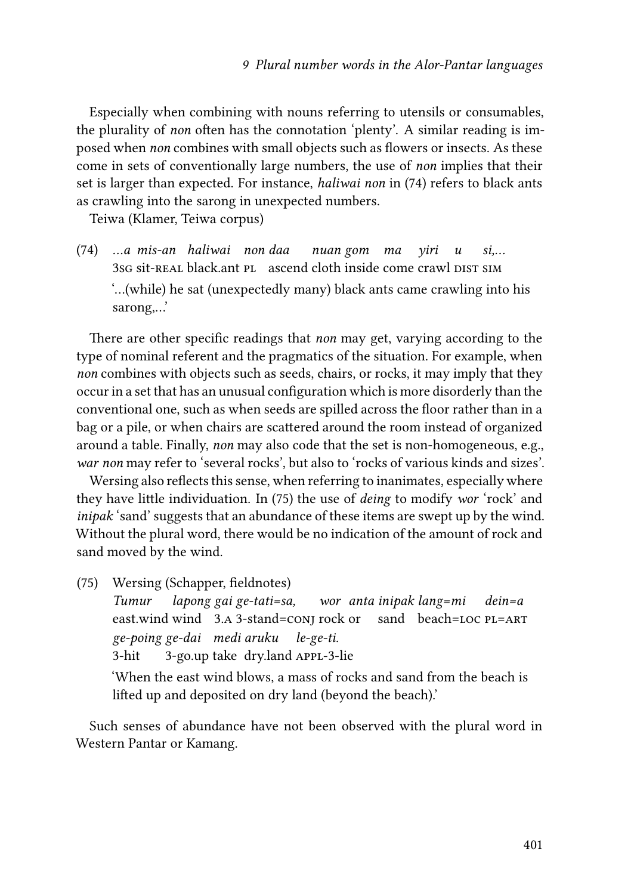Especially when combining with nouns referring to utensils or consumables, the plurality of *non* often has the connotation 'plenty'. A similar reading is imposed when *non* combines with small objects such as flowers or insects. As these come in sets of conventionally large numbers, the use of *non* implies that their set is larger than expected. For instance, *haliwai non* in (74) refers to black ants as crawling into the sarong in unexpected numbers.

Teiwa (Klamer, Teiwa corpus)

(74) *…a mis-an haliwai non daa nuan gom ma yiri u si,…*
3SG sit-REAL black.ant PL ascend cloth inside come crawl DIST SIM
'…(while) he sat (unexpectedly many) black ants came crawling into his sarong,…'

There are other specific readings that *non* may get, varying according to the type of nominal referent and the pragmatics of the situation. For example, when *non* combines with objects such as seeds, chairs, or rocks, it may imply that they occur in a set that has an unusual configuration which is more disorderly than the conventional one, such as when seeds are spilled across the floor rather than in a bag or a pile, or when chairs are scattered around the room instead of organized around a table. Finally, *non* may also code that the set is non-homogeneous, e.g., *war non* may refer to 'several rocks', but also to 'rocks of various kinds and sizes'.

Wersing also reflects this sense, when referring to inanimates, especially where they have little individuation. In (75) the use of *deing* to modify *wor* 'rock' and *inipak* 'sand' suggests that an abundance of these items are swept up by the wind. Without the plural word, there would be no indication of the amount of rock and sand moved by the wind.

(75) Wersing (Schapper, fieldnotes)
*Tumur lapong gai ge-tati=sa, wor anta inipak lang=mi dein=a*
east.wind wind 3.A 3-stand=CONJ rock or sand beach=LOC PL=ART
*ge-poing ge-dai medi aruku le-ge-ti.*
3-hit 3-go.up take dry.land APPL-3-lie
'When the east wind blows, a mass of rocks and sand from the beach is lifted up and deposited on dry land (beyond the beach).'

Such senses of abundance have not been observed with the plural word in Western Pantar or Kamang.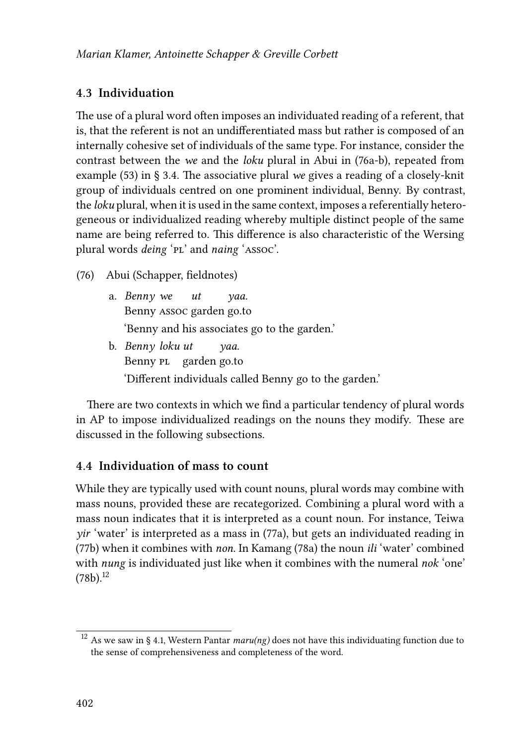## 4.3 Individuation

The use of a plural word often imposes an individuated reading of a referent, that is, that the referent is not an undifferentiated mass but rather is composed of an internally cohesive set of individuals of the same type. For instance, consider the contrast between the *we* and the *loku* plural in Abui in (76a-b), repeated from example (53) in § 3.4. The associative plural *we* gives a reading of a closely-knit group of individuals centred on one prominent individual, Benny. By contrast, the *loku* plural, when it is used in the same context, imposes a referentially heterogeneous or individualized reading whereby multiple distinct people of the same name are being referred to. This difference is also characteristic of the Wersing plural words *deing* 'PL' and *naing* 'ASSOC'.

(76) Abui (Schapper, fieldnotes)

a. *Benny we ut yaa.*
   Benny ASSOC garden go.to
   'Benny and his associates go to the garden.'

b. *Benny loku ut yaa.*
   Benny PL garden go.to
   'Different individuals called Benny go to the garden.'

There are two contexts in which we find a particular tendency of plural words in AP to impose individualized readings on the nouns they modify. These are discussed in the following subsections.

## 4.4 Individuation of mass to count

While they are typically used with count nouns, plural words may combine with mass nouns, provided these are recategorized. Combining a plural word with a mass noun indicates that it is interpreted as a count noun. For instance, Teiwa *yir* 'water' is interpreted as a mass in (77a), but gets an individuated reading in (77b) when it combines with *non*. In Kamang (78a) the noun *ili* 'water' combined with *nung* is individuated just like when it combines with the numeral *nok* 'one' (78b).[12]

---

[12] As we saw in § 4.1, Western Pantar *maru(ng)* does not have this individuating function due to the sense of comprehensiveness and completeness of the word.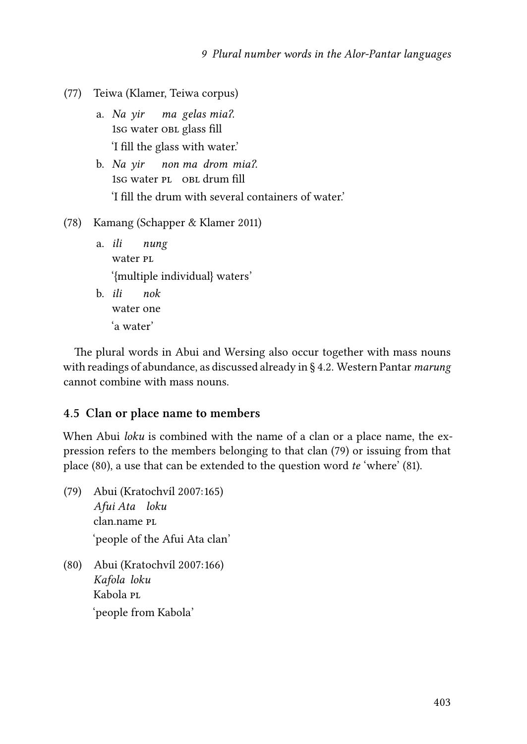(77) Teiwa (Klamer, Teiwa corpus)

a. *Na yir ma gelas miaʔ.*
   1sg water obl glass fill
   'I fill the glass with water.'

b. *Na yir non ma drom miaʔ.*
   1sg water pl obl drum fill
   'I fill the drum with several containers of water.'

(78) Kamang (Schapper & Klamer 2011)

a. *ili nung*
   water pl
   '{multiple individual} waters'

b. *ili nok*
   water one
   'a water'

The plural words in Abui and Wersing also occur together with mass nouns with readings of abundance, as discussed already in § 4.2. Western Pantar *marung* cannot combine with mass nouns.

### 4.5 Clan or place name to members

When Abui *loku* is combined with the name of a clan or a place name, the expression refers to the members belonging to that clan (79) or issuing from that place (80), a use that can be extended to the question word *te* 'where' (81).

(79) Abui (Kratochvíl 2007:165)
   *Afui Ata loku*
   clan.name pl
   'people of the Afui Ata clan'

(80) Abui (Kratochvíl 2007:166)
   *Kafola loku*
   Kabola pl
   'people from Kabola'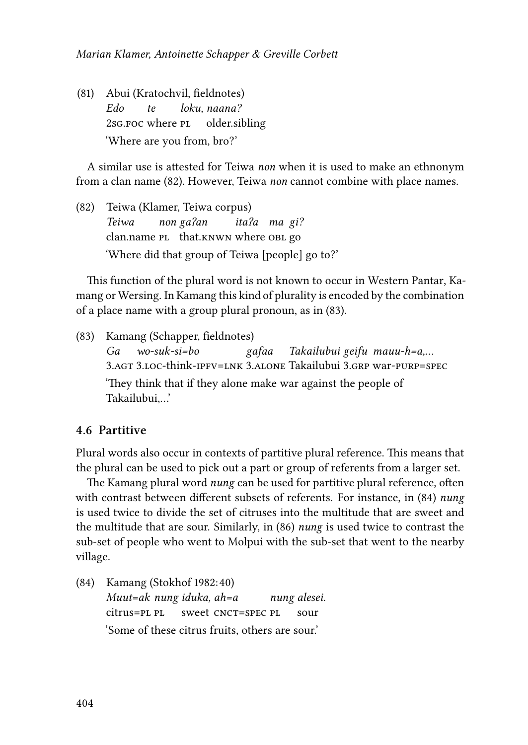(81) Abui (Kratochvil, fieldnotes)

*Edo te loku, naana?*
2SG.FOC where PL older.sibling
'Where are you from, bro?'

A similar use is attested for Teiwa *non* when it is used to make an ethnonym from a clan name (82). However, Teiwa *non* cannot combine with place names.

(82) Teiwa (Klamer, Teiwa corpus)

*Teiwa non gaʔan itaʔa ma gi?*
clan.name PL that.KNWN where OBL go
'Where did that group of Teiwa [people] go to?'

This function of the plural word is not known to occur in Western Pantar, Kamang or Wersing. In Kamang this kind of plurality is encoded by the combination of a place name with a group plural pronoun, as in (83).

(83) Kamang (Schapper, fieldnotes)

*Ga wo-suk-si=bo gafaa Takailubui geifu mauu-h=a,...*
3.AGT 3.LOC-think-IPFV=LNK 3.ALONE Takailubui 3.GRP war-PURP=SPEC
'They think that if they alone make war against the people of Takailubui,...'

### 4.6 Partitive

Plural words also occur in contexts of partitive plural reference. This means that the plural can be used to pick out a part or group of referents from a larger set.

The Kamang plural word *nung* can be used for partitive plural reference, often with contrast between different subsets of referents. For instance, in (84) *nung* is used twice to divide the set of citruses into the multitude that are sweet and the multitude that are sour. Similarly, in (86) *nung* is used twice to contrast the sub-set of people who went to Molpui with the sub-set that went to the nearby village.

(84) Kamang (Stokhof 1982: 40)

*Muut=ak nung iduka, ah=a nung alesei.*
citrus=PL PL sweet CNCT=SPEC PL sour
'Some of these citrus fruits, others are sour.'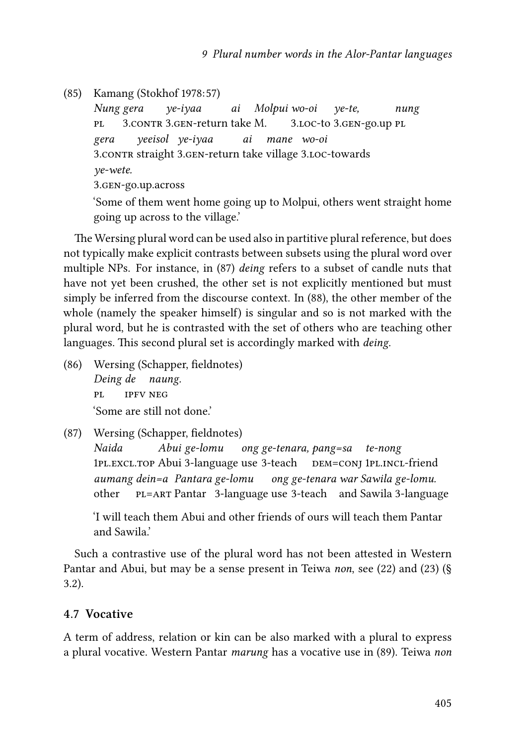(85) Kamang (Stokhof 1978:57)

*Nung gera ye-iyaa ai Molpui wo-oi ye-te, nung*
PL 3.CONTR 3.GEN-return take M. 3.LOC-to 3.GEN-go.up PL
*gera yeeisol ye-iyaa ai mane wo-oi*
3.CONTR straight 3.GEN-return take village 3.LOC-towards
*ye-wete.*
3.GEN-go.up.across

'Some of them went home going up to Molpui, others went straight home going up across to the village.'

The Wersing plural word can be used also in partitive plural reference, but does not typically make explicit contrasts between subsets using the plural word over multiple NPs. For instance, in (87) *deing* refers to a subset of candle nuts that have not yet been crushed, the other set is not explicitly mentioned but must simply be inferred from the discourse context. In (88), the other member of the whole (namely the speaker himself) is singular and so is not marked with the plural word, but he is contrasted with the set of others who are teaching other languages. This second plural set is accordingly marked with *deing*.

(86) Wersing (Schapper, fieldnotes)

*Deing de naung.*
PL IPFV NEG

'Some are still not done.'

(87) Wersing (Schapper, fieldnotes)

*Naida Abui ge-lomu ong ge-tenara, pang=sa te-nong*
1PL.EXCL.TOP Abui 3-language use 3-teach DEM=CONJ 1PL.INCL-friend
*aumang dein=a Pantara ge-lomu ong ge-tenara war Sawila ge-lomu.*
other PL=ART Pantar 3-language use 3-teach and Sawila 3-language

'I will teach them Abui and other friends of ours will teach them Pantar and Sawila.'

Such a contrastive use of the plural word has not been attested in Western Pantar and Abui, but may be a sense present in Teiwa *non*, see (22) and (23) (§ 3.2).

### 4.7 Vocative

A term of address, relation or kin can be also marked with a plural to express a plural vocative. Western Pantar *marung* has a vocative use in (89). Teiwa *non*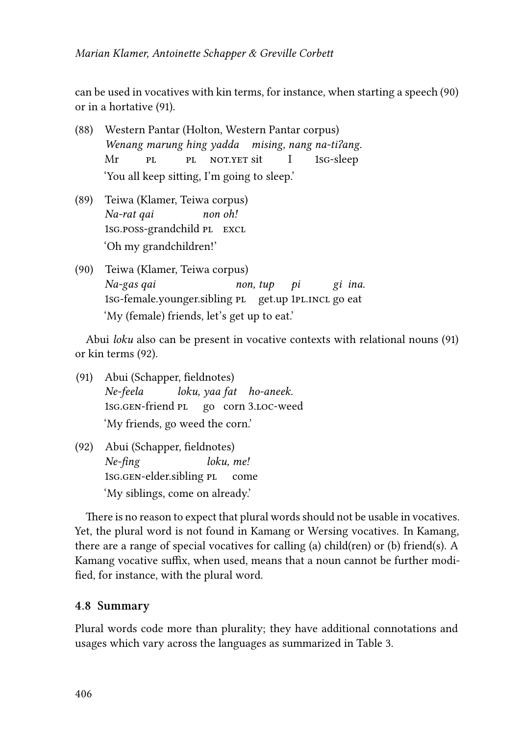can be used in vocatives with kin terms, for instance, when starting a speech (90) or in a hortative (91).

(88) Western Pantar (Holton, Western Pantar corpus)
  *Wenang marung hing yadda mising, nang na-tiʔang.*
  Mr PL PL NOT.YET sit I 1SG-sleep
  'You all keep sitting, I'm going to sleep.'

(89) Teiwa (Klamer, Teiwa corpus)
  *Na-rat qai non oh!*
  1SG.POSS-grandchild PL EXCL
  'Oh my grandchildren!'

(90) Teiwa (Klamer, Teiwa corpus)
  *Na-gas qai non, tup pi gi ina.*
  1SG-female.younger.sibling PL get.up 1PL.INCL go eat
  'My (female) friends, let's get up to eat.'

Abui *loku* also can be present in vocative contexts with relational nouns (91) or kin terms (92).

(91) Abui (Schapper, fieldnotes)
  *Ne-feela loku, yaa fat ho-aneek.*
  1SG.GEN-friend PL go corn 3.LOC-weed
  'My friends, go weed the corn.'

(92) Abui (Schapper, fieldnotes)
  *Ne-fing loku, me!*
  1SG.GEN-elder.sibling PL come
  'My siblings, come on already.'

There is no reason to expect that plural words should not be usable in vocatives. Yet, the plural word is not found in Kamang or Wersing vocatives. In Kamang, there are a range of special vocatives for calling (a) child(ren) or (b) friend(s). A Kamang vocative suffix, when used, means that a noun cannot be further modified, for instance, with the plural word.

### 4.8 Summary

Plural words code more than plurality; they have additional connotations and usages which vary across the languages as summarized in Table 3.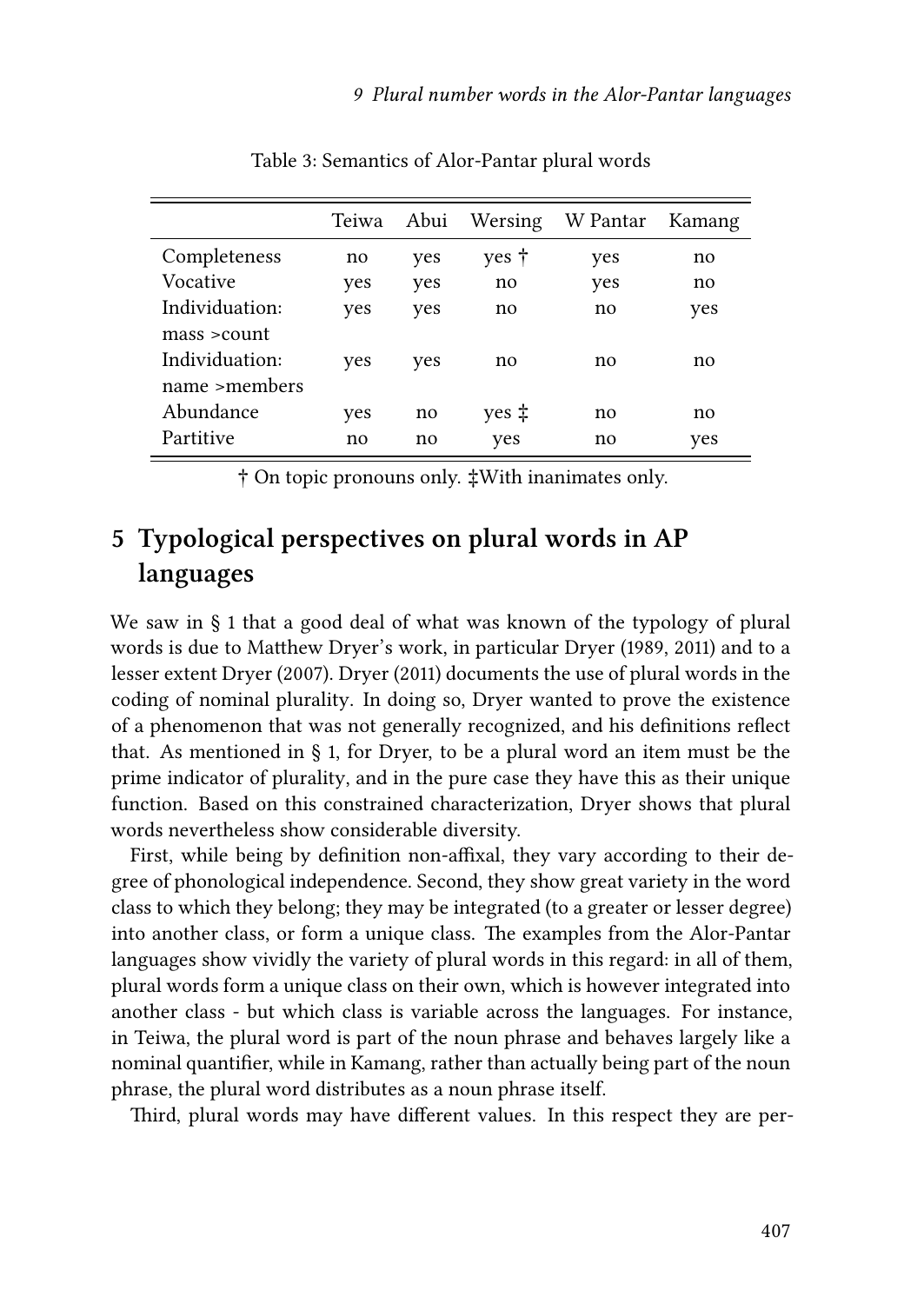Table 3: Semantics of Alor-Pantar plural words

| | Teiwa | Abui | Wersing | W Pantar | Kamang |
|---|---|---|---|---|---|
| Completeness | no | yes | yes † | yes | no |
| Vocative | yes | yes | no | yes | no |
| Individuation: mass >count | yes | yes | no | no | yes |
| Individuation: name >members | yes | yes | no | no | no |
| Abundance | yes | no | yes ‡ | no | no |
| Partitive | no | no | yes | no | yes |

† On topic pronouns only. ‡With inanimates only.

## 5 Typological perspectives on plural words in AP languages

We saw in § 1 that a good deal of what was known of the typology of plural words is due to Matthew Dryer's work, in particular Dryer (1989, 2011) and to a lesser extent Dryer (2007). Dryer (2011) documents the use of plural words in the coding of nominal plurality. In doing so, Dryer wanted to prove the existence of a phenomenon that was not generally recognized, and his definitions reflect that. As mentioned in § 1, for Dryer, to be a plural word an item must be the prime indicator of plurality, and in the pure case they have this as their unique function. Based on this constrained characterization, Dryer shows that plural words nevertheless show considerable diversity.

First, while being by definition non-affixal, they vary according to their degree of phonological independence. Second, they show great variety in the word class to which they belong; they may be integrated (to a greater or lesser degree) into another class, or form a unique class. The examples from the Alor-Pantar languages show vividly the variety of plural words in this regard: in all of them, plural words form a unique class on their own, which is however integrated into another class - but which class is variable across the languages. For instance, in Teiwa, the plural word is part of the noun phrase and behaves largely like a nominal quantifier, while in Kamang, rather than actually being part of the noun phrase, the plural word distributes as a noun phrase itself.

Third, plural words may have different values. In this respect they are per-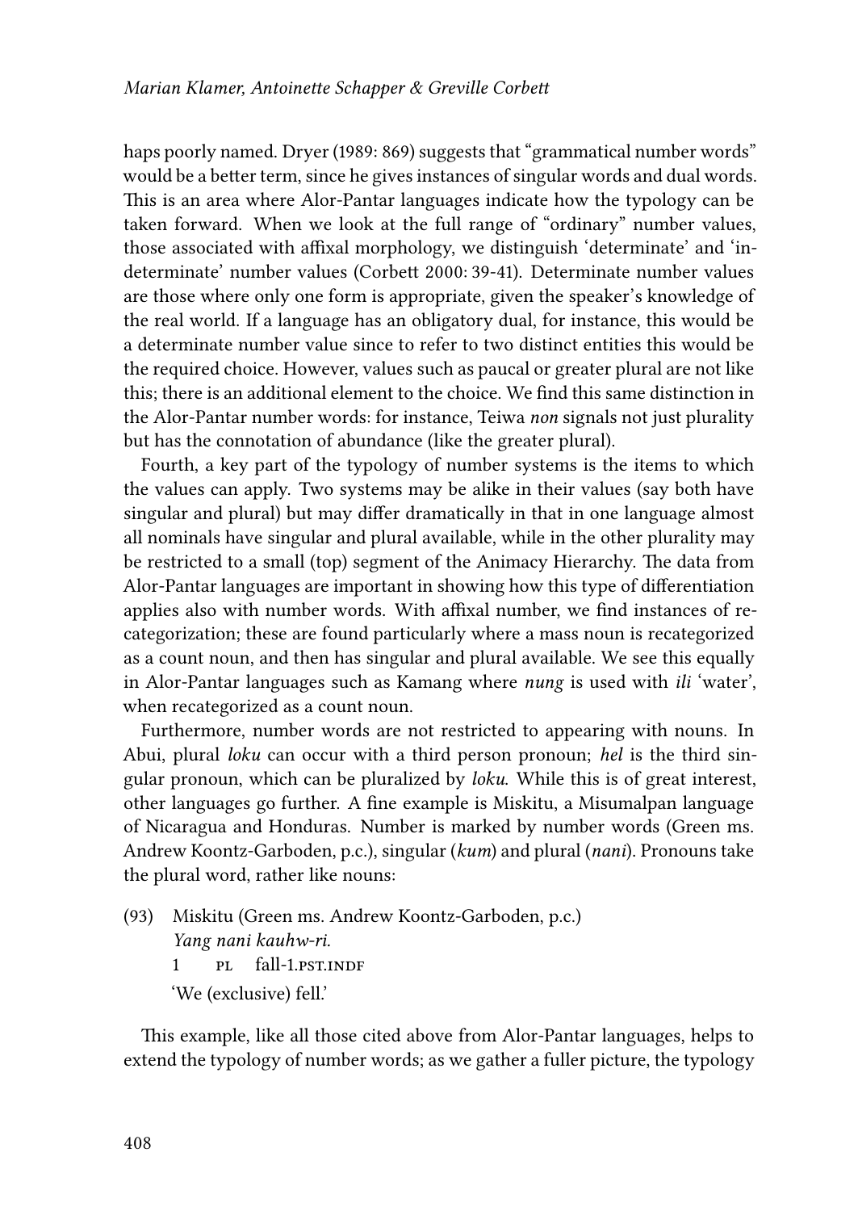haps poorly named. Dryer (1989: 869) suggests that "grammatical number words" would be a better term, since he gives instances of singular words and dual words. This is an area where Alor-Pantar languages indicate how the typology can be taken forward. When we look at the full range of "ordinary" number values, those associated with affixal morphology, we distinguish 'determinate' and 'indeterminate' number values (Corbett 2000: 39-41). Determinate number values are those where only one form is appropriate, given the speaker's knowledge of the real world. If a language has an obligatory dual, for instance, this would be a determinate number value since to refer to two distinct entities this would be the required choice. However, values such as paucal or greater plural are not like this; there is an additional element to the choice. We find this same distinction in the Alor-Pantar number words: for instance, Teiwa *non* signals not just plurality but has the connotation of abundance (like the greater plural).

Fourth, a key part of the typology of number systems is the items to which the values can apply. Two systems may be alike in their values (say both have singular and plural) but may differ dramatically in that in one language almost all nominals have singular and plural available, while in the other plurality may be restricted to a small (top) segment of the Animacy Hierarchy. The data from Alor-Pantar languages are important in showing how this type of differentiation applies also with number words. With affixal number, we find instances of recategorization; these are found particularly where a mass noun is recategorized as a count noun, and then has singular and plural available. We see this equally in Alor-Pantar languages such as Kamang where *nung* is used with *ili* 'water', when recategorized as a count noun.

Furthermore, number words are not restricted to appearing with nouns. In Abui, plural *loku* can occur with a third person pronoun; *hel* is the third singular pronoun, which can be pluralized by *loku.* While this is of great interest, other languages go further. A fine example is Miskitu, a Misumalpan language of Nicaragua and Honduras. Number is marked by number words (Green ms. Andrew Koontz-Garboden, p.c.), singular (*kum*) and plural (*nani*). Pronouns take the plural word, rather like nouns:

(93) Miskitu (Green ms. Andrew Koontz-Garboden, p.c.)
*Yang nani kauhw-ri.*
1 PL fall-1.PST.INDF
'We (exclusive) fell.'

This example, like all those cited above from Alor-Pantar languages, helps to extend the typology of number words; as we gather a fuller picture, the typology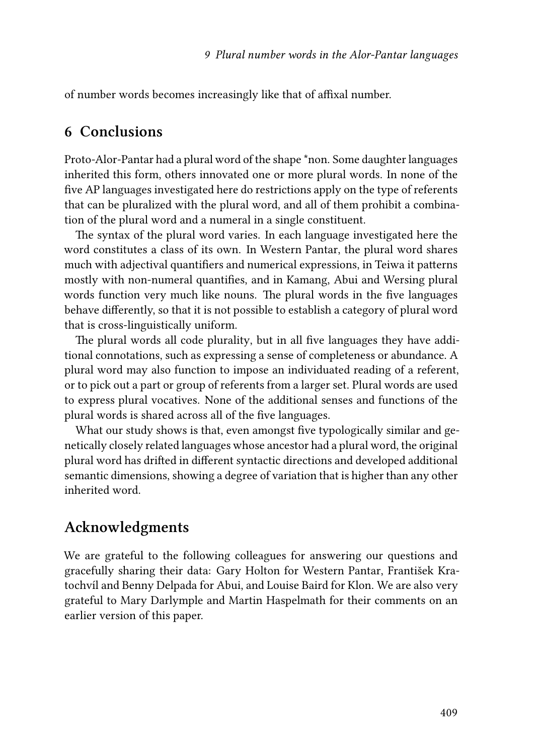of number words becomes increasingly like that of affixal number.

## 6 Conclusions

Proto-Alor-Pantar had a plural word of the shape *non. Some daughter languages inherited this form, others innovated one or more plural words. In none of the five AP languages investigated here do restrictions apply on the type of referents that can be pluralized with the plural word, and all of them prohibit a combination of the plural word and a numeral in a single constituent.

The syntax of the plural word varies. In each language investigated here the word constitutes a class of its own. In Western Pantar, the plural word shares much with adjectival quantifiers and numerical expressions, in Teiwa it patterns mostly with non-numeral quantifies, and in Kamang, Abui and Wersing plural words function very much like nouns. The plural words in the five languages behave differently, so that it is not possible to establish a category of plural word that is cross-linguistically uniform.

The plural words all code plurality, but in all five languages they have additional connotations, such as expressing a sense of completeness or abundance. A plural word may also function to impose an individuated reading of a referent, or to pick out a part or group of referents from a larger set. Plural words are used to express plural vocatives. None of the additional senses and functions of the plural words is shared across all of the five languages.

What our study shows is that, even amongst five typologically similar and genetically closely related languages whose ancestor had a plural word, the original plural word has drifted in different syntactic directions and developed additional semantic dimensions, showing a degree of variation that is higher than any other inherited word.

## Acknowledgments

We are grateful to the following colleagues for answering our questions and gracefully sharing their data: Gary Holton for Western Pantar, František Kratochvíl and Benny Delpada for Abui, and Louise Baird for Klon. We are also very grateful to Mary Darlymple and Martin Haspelmath for their comments on an earlier version of this paper.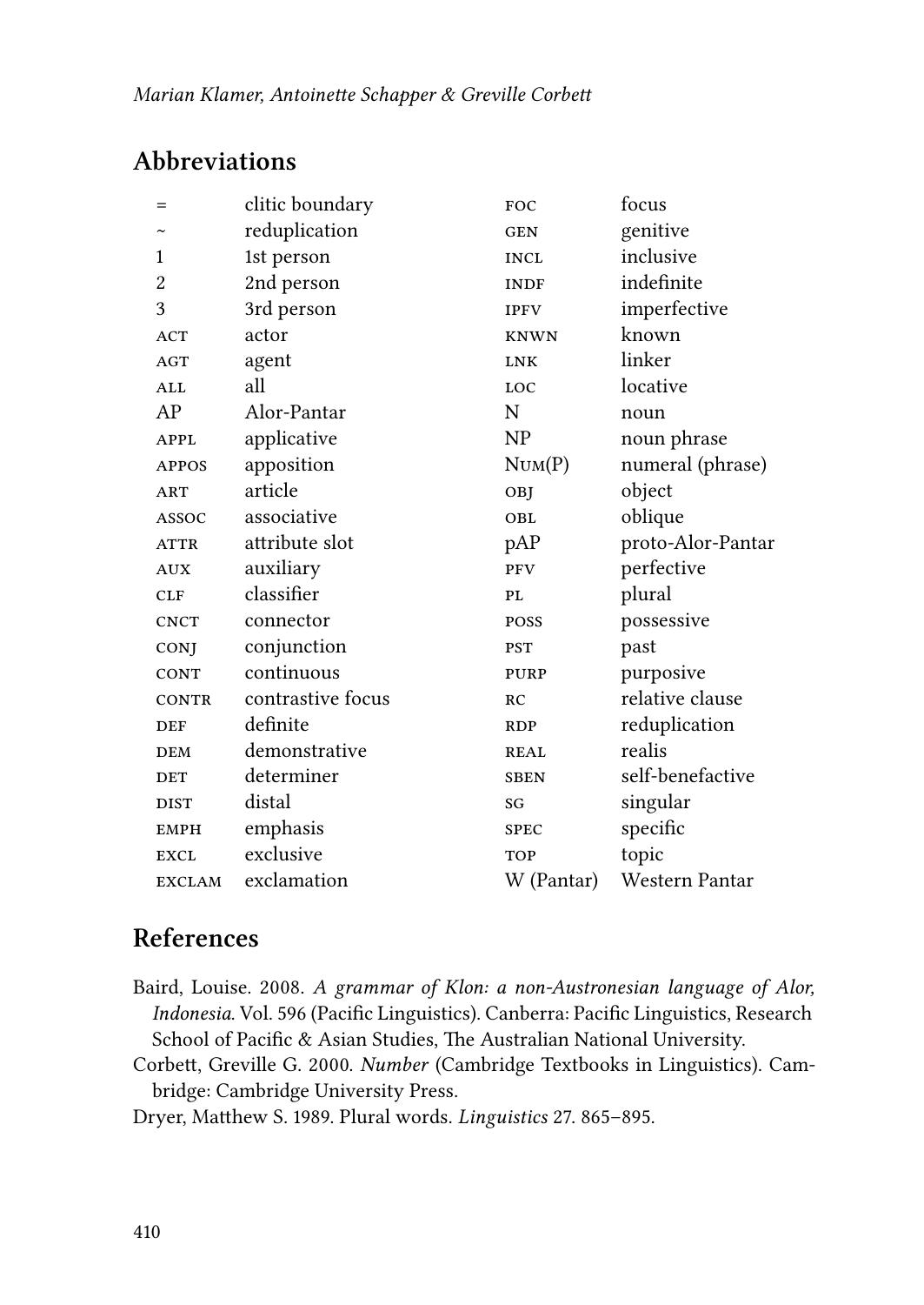## Abbreviations

| | | | |
|---|---|---|---|
| = | clitic boundary | FOC | focus |
| ~ | reduplication | GEN | genitive |
| 1 | 1st person | INCL | inclusive |
| 2 | 2nd person | INDF | indefinite |
| 3 | 3rd person | IPFV | imperfective |
| ACT | actor | KNWN | known |
| AGT | agent | LNK | linker |
| ALL | all | LOC | locative |
| AP | Alor-Pantar | N | noun |
| APPL | applicative | NP | noun phrase |
| APPOS | apposition | NUM(P) | numeral (phrase) |
| ART | article | OBJ | object |
| ASSOC | associative | OBL | oblique |
| ATTR | attribute slot | pAP | proto-Alor-Pantar |
| AUX | auxiliary | PFV | perfective |
| CLF | classifier | PL | plural |
| CNCT | connector | POSS | possessive |
| CONJ | conjunction | PST | past |
| CONT | continuous | PURP | purposive |
| CONTR | contrastive focus | RC | relative clause |
| DEF | definite | RDP | reduplication |
| DEM | demonstrative | REAL | realis |
| DET | determiner | SBEN | self-benefactive |
| DIST | distal | SG | singular |
| EMPH | emphasis | SPEC | specific |
| EXCL | exclusive | TOP | topic |
| EXCLAM | exclamation | W (Pantar) | Western Pantar |

## References

Baird, Louise. 2008. *A grammar of Klon: a non-Austronesian language of Alor, Indonesia*. Vol. 596 (Pacific Linguistics). Canberra: Pacific Linguistics, Research School of Pacific & Asian Studies, The Australian National University.

Corbett, Greville G. 2000. *Number* (Cambridge Textbooks in Linguistics). Cambridge: Cambridge University Press.

Dryer, Matthew S. 1989. Plural words. *Linguistics* 27. 865–895.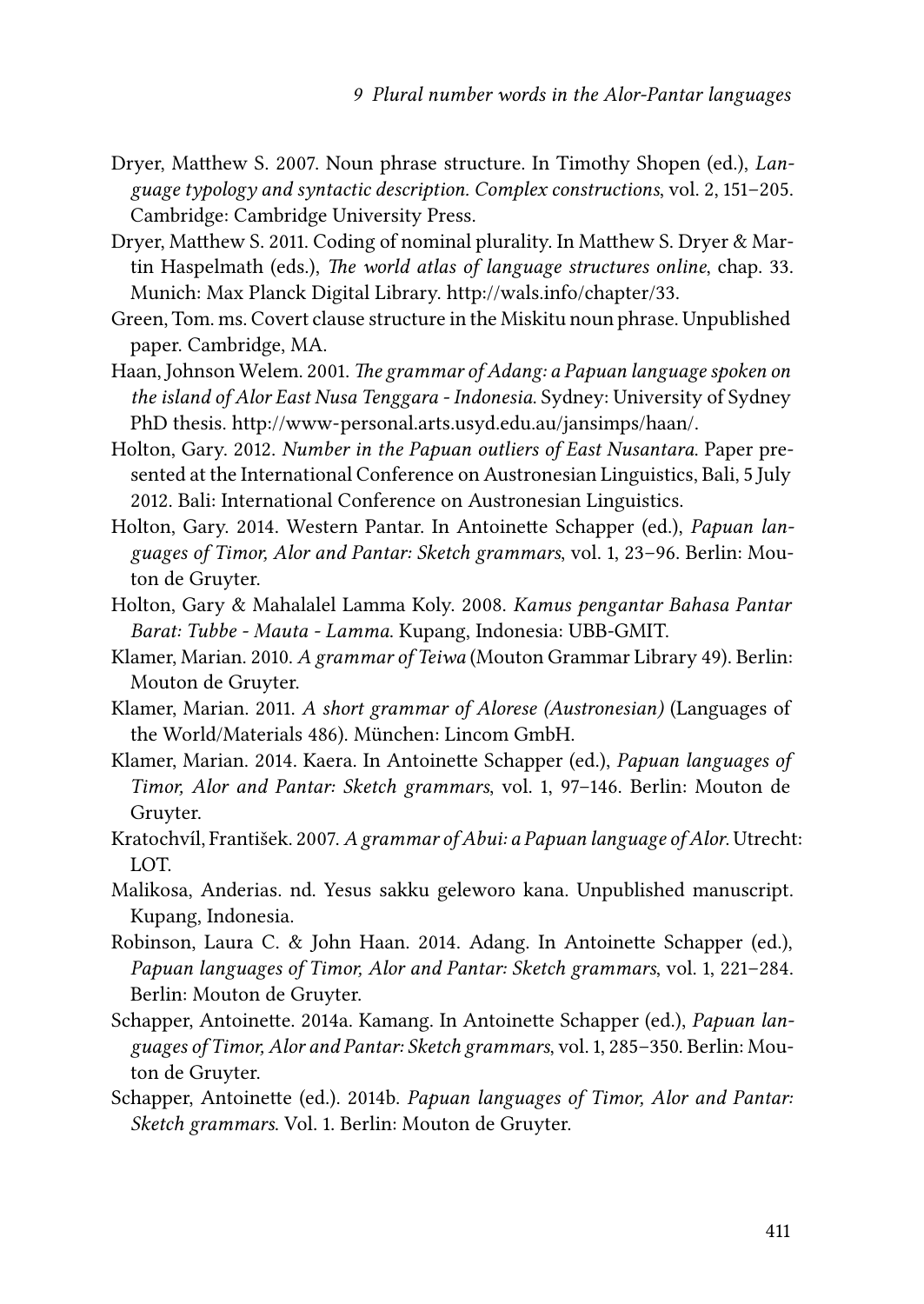Dryer, Matthew S. 2007. Noun phrase structure. In Timothy Shopen (ed.), *Language typology and syntactic description. Complex constructions*, vol. 2, 151–205. Cambridge: Cambridge University Press.

Dryer, Matthew S. 2011. Coding of nominal plurality. In Matthew S. Dryer & Martin Haspelmath (eds.), *The world atlas of language structures online*, chap. 33. Munich: Max Planck Digital Library. http://wals.info/chapter/33.

Green, Tom. ms. Covert clause structure in the Miskitu noun phrase. Unpublished paper. Cambridge, MA.

Haan, Johnson Welem. 2001. *The grammar of Adang: a Papuan language spoken on the island of Alor East Nusa Tenggara - Indonesia*. Sydney: University of Sydney PhD thesis. http://www-personal.arts.usyd.edu.au/jansimps/haan/.

Holton, Gary. 2012. *Number in the Papuan outliers of East Nusantara*. Paper presented at the International Conference on Austronesian Linguistics, Bali, 5 July 2012. Bali: International Conference on Austronesian Linguistics.

Holton, Gary. 2014. Western Pantar. In Antoinette Schapper (ed.), *Papuan languages of Timor, Alor and Pantar: Sketch grammars*, vol. 1, 23–96. Berlin: Mouton de Gruyter.

Holton, Gary & Mahalalel Lamma Koly. 2008. *Kamus pengantar Bahasa Pantar Barat: Tubbe - Mauta - Lamma*. Kupang, Indonesia: UBB-GMIT.

Klamer, Marian. 2010. *A grammar of Teiwa* (Mouton Grammar Library 49). Berlin: Mouton de Gruyter.

Klamer, Marian. 2011. *A short grammar of Alorese (Austronesian)* (Languages of the World/Materials 486). München: Lincom GmbH.

Klamer, Marian. 2014. Kaera. In Antoinette Schapper (ed.), *Papuan languages of Timor, Alor and Pantar: Sketch grammars*, vol. 1, 97–146. Berlin: Mouton de Gruyter.

Kratochvíl, František. 2007. *A grammar of Abui: a Papuan language of Alor*. Utrecht: LOT.

Malikosa, Anderias. nd. Yesus sakku geleworo kana. Unpublished manuscript. Kupang, Indonesia.

Robinson, Laura C. & John Haan. 2014. Adang. In Antoinette Schapper (ed.), *Papuan languages of Timor, Alor and Pantar: Sketch grammars*, vol. 1, 221–284. Berlin: Mouton de Gruyter.

Schapper, Antoinette. 2014a. Kamang. In Antoinette Schapper (ed.), *Papuan languages of Timor, Alor and Pantar: Sketch grammars*, vol. 1, 285–350. Berlin: Mouton de Gruyter.

Schapper, Antoinette (ed.). 2014b. *Papuan languages of Timor, Alor and Pantar: Sketch grammars*. Vol. 1. Berlin: Mouton de Gruyter.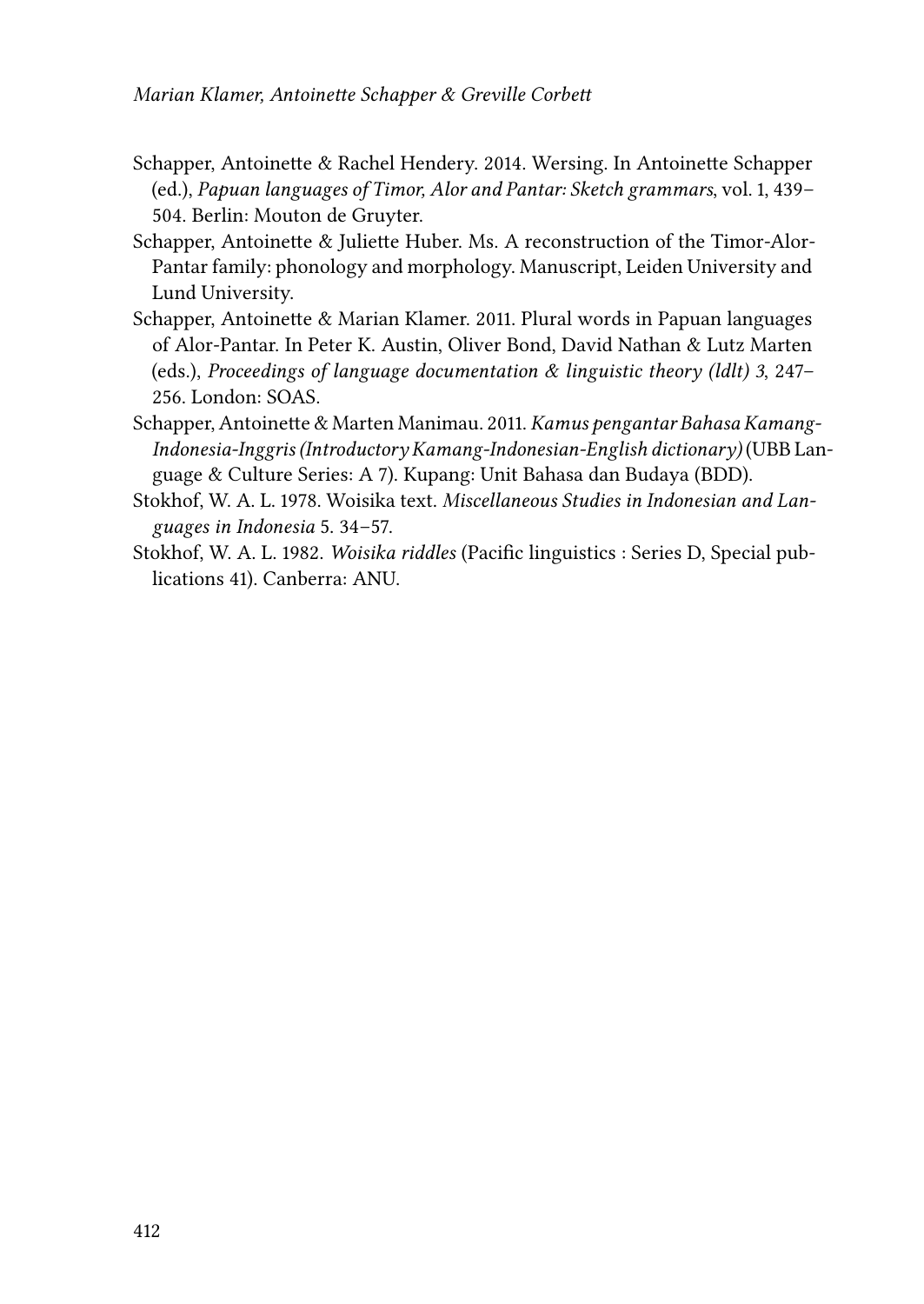Schapper, Antoinette & Rachel Hendery. 2014. Wersing. In Antoinette Schapper (ed.), *Papuan languages of Timor, Alor and Pantar: Sketch grammars*, vol. 1, 439–504. Berlin: Mouton de Gruyter.

Schapper, Antoinette & Juliette Huber. Ms. A reconstruction of the Timor-Alor-Pantar family: phonology and morphology. Manuscript, Leiden University and Lund University.

Schapper, Antoinette & Marian Klamer. 2011. Plural words in Papuan languages of Alor-Pantar. In Peter K. Austin, Oliver Bond, David Nathan & Lutz Marten (eds.), *Proceedings of language documentation & linguistic theory (ldlt) 3*, 247–256. London: SOAS.

Schapper, Antoinette & Marten Manimau. 2011. *Kamus pengantar Bahasa Kamang-Indonesia-Inggris (Introductory Kamang-Indonesian-English dictionary)* (UBB Language & Culture Series: A 7). Kupang: Unit Bahasa dan Budaya (BDD).

Stokhof, W. A. L. 1978. Woisika text. *Miscellaneous Studies in Indonesian and Languages in Indonesia* 5. 34–57.

Stokhof, W. A. L. 1982. *Woisika riddles* (Pacific linguistics : Series D, Special publications 41). Canberra: ANU.